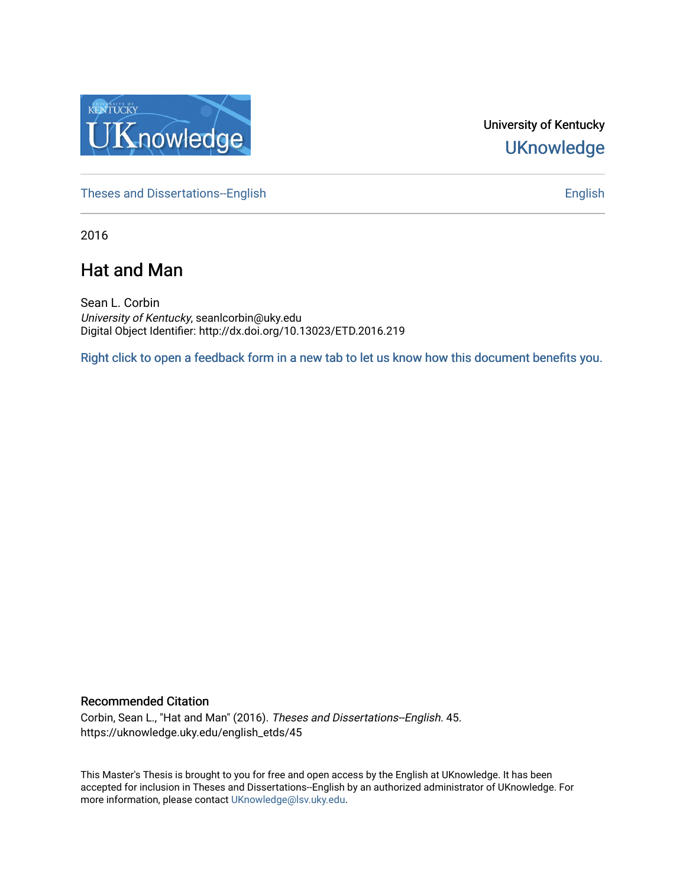University of Kentucky

UKnowledge

Theses and Dissertations--English

English

2016

# Hat and Man

Sean L. Corbin
*University of Kentucky*, seanlcorbin@uky.edu
Digital Object Identifier: http://dx.doi.org/10.13023/ETD.2016.219

Right click to open a feedback form in a new tab to let us know how this document benefits you.

## Recommended Citation

Corbin, Sean L., "Hat and Man" (2016). *Theses and Dissertations--English*. 45.
https://uknowledge.uky.edu/english_etds/45

This Master's Thesis is brought to you for free and open access by the English at UKnowledge. It has been accepted for inclusion in Theses and Dissertations--English by an authorized administrator of UKnowledge. For more information, please contact UKnowledge@lsv.uky.edu.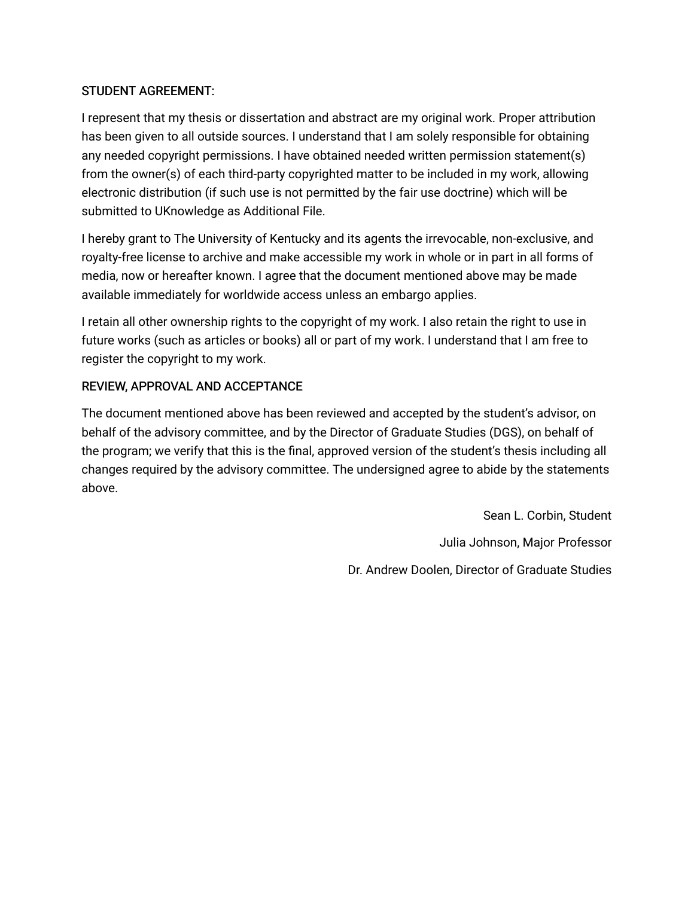STUDENT AGREEMENT:

I represent that my thesis or dissertation and abstract are my original work. Proper attribution has been given to all outside sources. I understand that I am solely responsible for obtaining any needed copyright permissions. I have obtained needed written permission statement(s) from the owner(s) of each third-party copyrighted matter to be included in my work, allowing electronic distribution (if such use is not permitted by the fair use doctrine) which will be submitted to UKnowledge as Additional File.

I hereby grant to The University of Kentucky and its agents the irrevocable, non-exclusive, and royalty-free license to archive and make accessible my work in whole or in part in all forms of media, now or hereafter known. I agree that the document mentioned above may be made available immediately for worldwide access unless an embargo applies.

I retain all other ownership rights to the copyright of my work. I also retain the right to use in future works (such as articles or books) all or part of my work. I understand that I am free to register the copyright to my work.

REVIEW, APPROVAL AND ACCEPTANCE

The document mentioned above has been reviewed and accepted by the student's advisor, on behalf of the advisory committee, and by the Director of Graduate Studies (DGS), on behalf of the program; we verify that this is the final, approved version of the student's thesis including all changes required by the advisory committee. The undersigned agree to abide by the statements above.

Sean L. Corbin, Student

Julia Johnson, Major Professor

Dr. Andrew Doolen, Director of Graduate Studies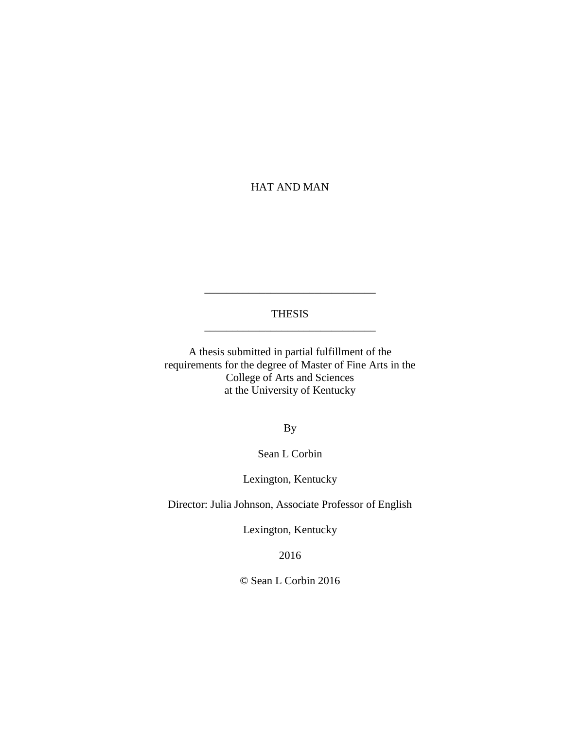# HAT AND MAN

______________________________

THESIS

______________________________

A thesis submitted in partial fulfillment of the requirements for the degree of Master of Fine Arts in the College of Arts and Sciences at the University of Kentucky

By

Sean L Corbin

Lexington, Kentucky

Director: Julia Johnson, Associate Professor of English

Lexington, Kentucky

2016

© Sean L Corbin 2016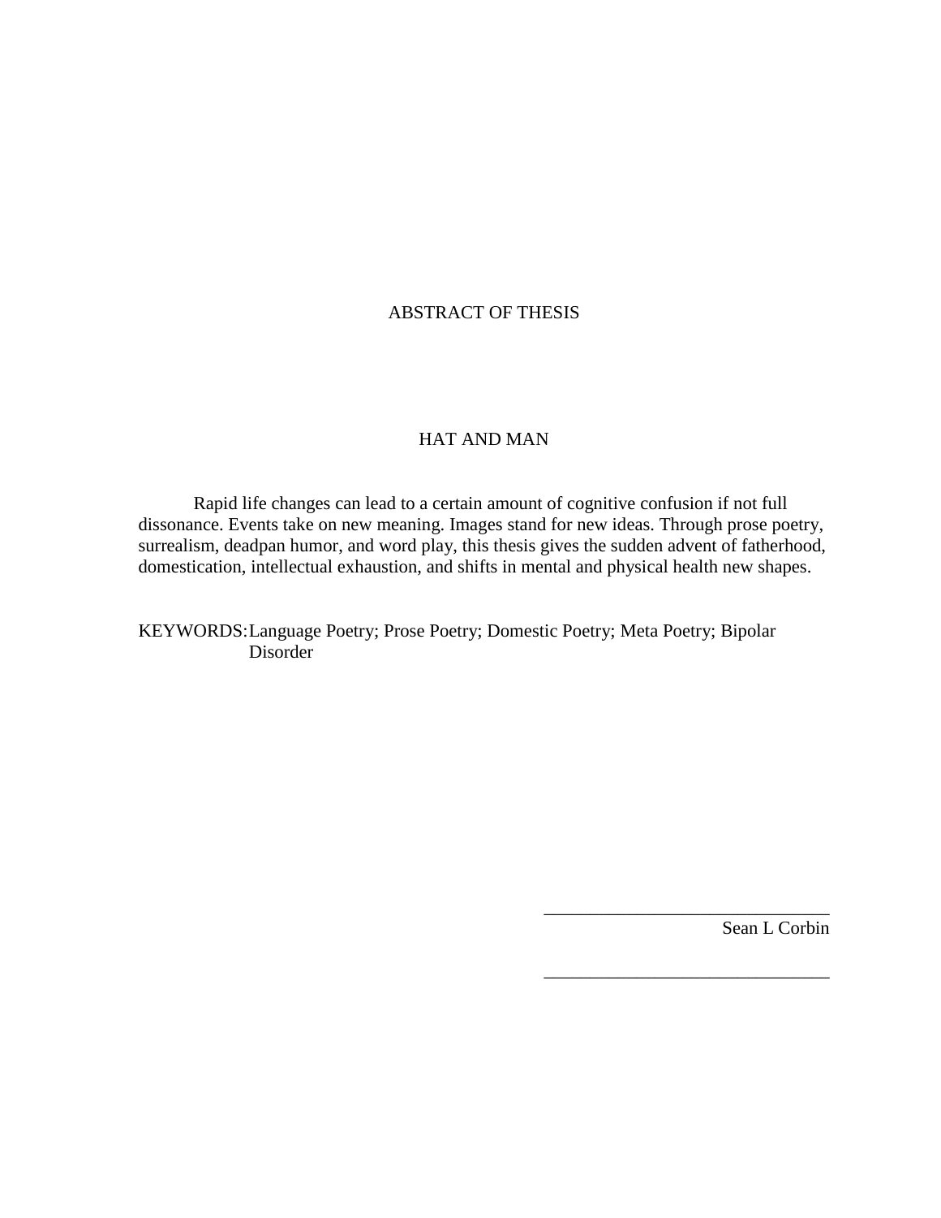# ABSTRACT OF THESIS

## HAT AND MAN

Rapid life changes can lead to a certain amount of cognitive confusion if not full dissonance. Events take on new meaning. Images stand for new ideas. Through prose poetry, surrealism, deadpan humor, and word play, this thesis gives the sudden advent of fatherhood, domestication, intellectual exhaustion, and shifts in mental and physical health new shapes.

KEYWORDS: Language Poetry; Prose Poetry; Domestic Poetry; Meta Poetry; Bipolar Disorder

_______________________________
Sean L Corbin

_______________________________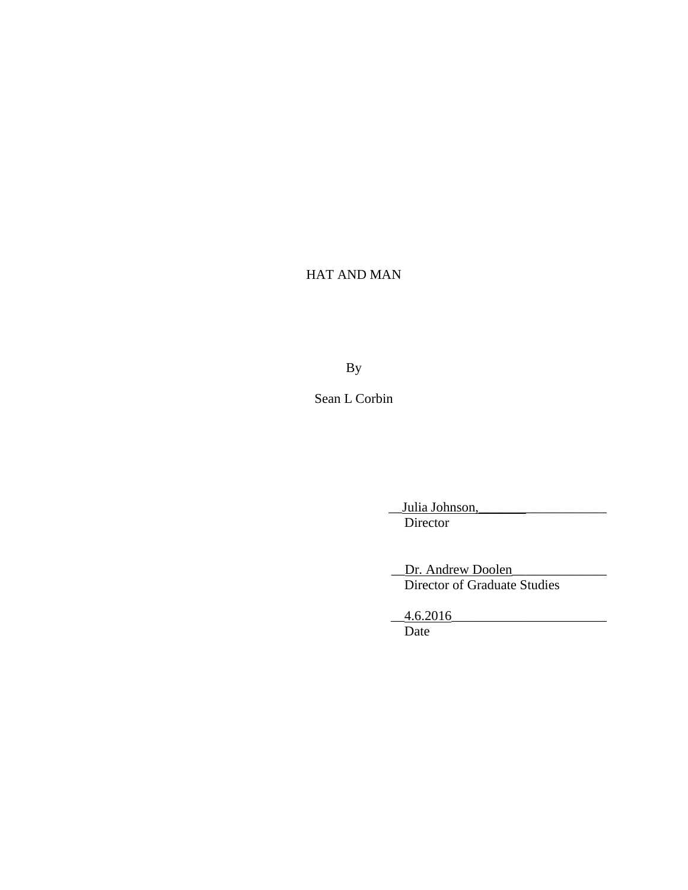HAT AND MAN

By

Sean L Corbin

\_\_Julia Johnson,\_\_\_\_\_\_\_\_\_\_\_\_\_\_\_\_\_\_\_\_
Director

\_\_Dr. Andrew Doolen\_\_\_\_\_\_\_\_\_\_\_\_\_\_\_
Director of Graduate Studies

\_\_4.6.2016\_\_\_\_\_\_\_\_\_\_\_\_\_\_\_\_\_\_\_\_\_\_\_\_
Date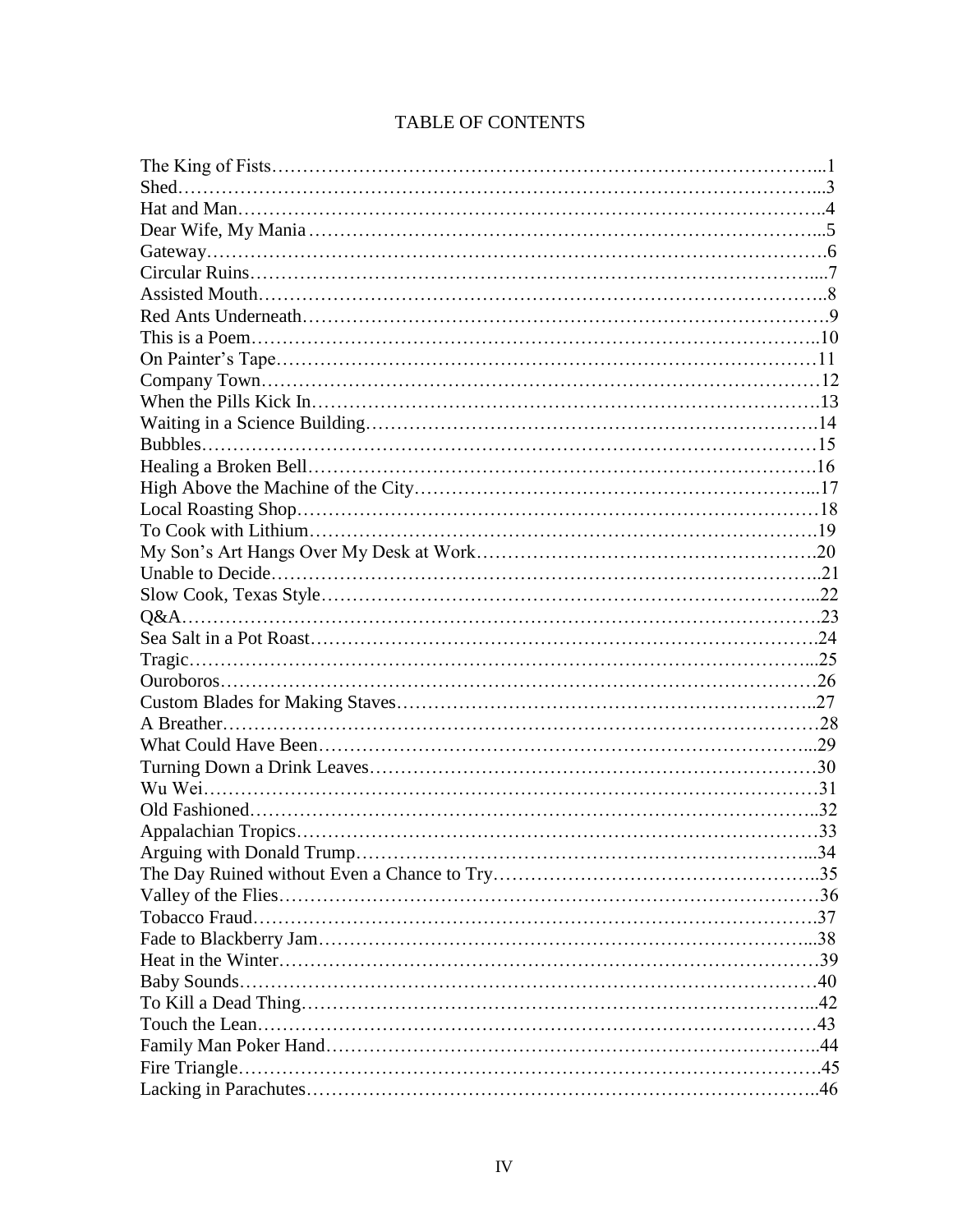# TABLE OF CONTENTS

The King of Fists…………………………………………………………………………...1
Shed…………………………………………………………………………………………...3
Hat and Man……………………………………………………………………………….4
Dear Wife, My Mania ………………………………………………………………………...5
Gateway………………………………………………………………………………………6
Circular Ruins……………………………………………………………………………....7
Assisted Mouth……………………………………………………………………………..8
Red Ants Underneath…………………………………………………………………………9
This is a Poem……………………………………………………………………………..10
On Painter's Tape……………………………………………………………………………11
Company Town……………………………………………………………………………12
When the Pills Kick In……………………………………………………………………….13
Waiting in a Science Building……………………………………………………………….14
Bubbles………………………………………………………………………………………15
Healing a Broken Bell……………………………………………………………………….16
High Above the Machine of the City………………………………………………………...17
Local Roasting Shop…………………………………………………………………………18
To Cook with Lithium……………………………………………………………………….19
My Son's Art Hangs Over My Desk at Work……………………………………………….20
Unable to Decide…………………………………………………………………………..21
Slow Cook, Texas Style……………………………………………………………………...22
Q&A…………………………………………………………………………………………23
Sea Salt in a Pot Roast……………………………………………………………………….24
Tragic………………………………………………………………………………………...25
Ouroboros……………………………………………………………………………………26
Custom Blades for Making Staves…………………………………………………………..27
A Breather……………………………………………………………………………………28
What Could Have Been……………………………………………………………………...29
Turning Down a Drink Leaves………………………………………………………………30
Wu Wei………………………………………………………………………………………31
Old Fashioned………………………………………………………………………………..32
Appalachian Tropics…………………………………………………………………………33
Arguing with Donald Trump………………………………………………………………...34
The Day Ruined without Even a Chance to Try……………………………………………..35
Valley of the Flies……………………………………………………………………………36
Tobacco Fraud……………………………………………………………………………….37
Fade to Blackberry Jam……………………………………………………………………...38
Heat in the Winter……………………………………………………………………………39
Baby Sounds…………………………………………………………………………………40
To Kill a Dead Thing………………………………………………………………………...42
Touch the Lean………………………………………………………………………………43
Family Man Poker Hand……………………………………………………………………..44
Fire Triangle…………………………………………………………………………………45
Lacking in Parachutes………………………………………………………………………..46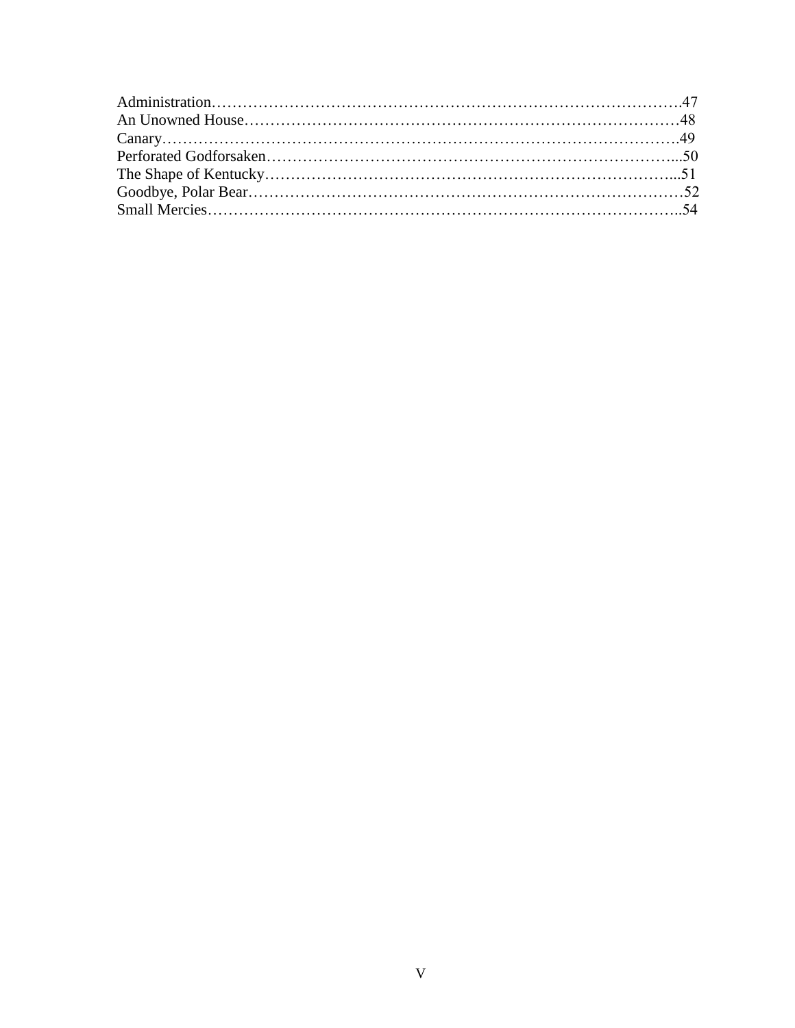Administration……………………………………………………………………………….47
An Unowned House……………………………………………………………………………48
Canary………………………………………………………………………………………….49
Perforated Godforsaken…………………………………………………………………………...50
The Shape of Kentucky………………………………………………………………………...51
Goodbye, Polar Bear……………………………………………………………………………52
Small Mercies…………………………………………………………………………………..54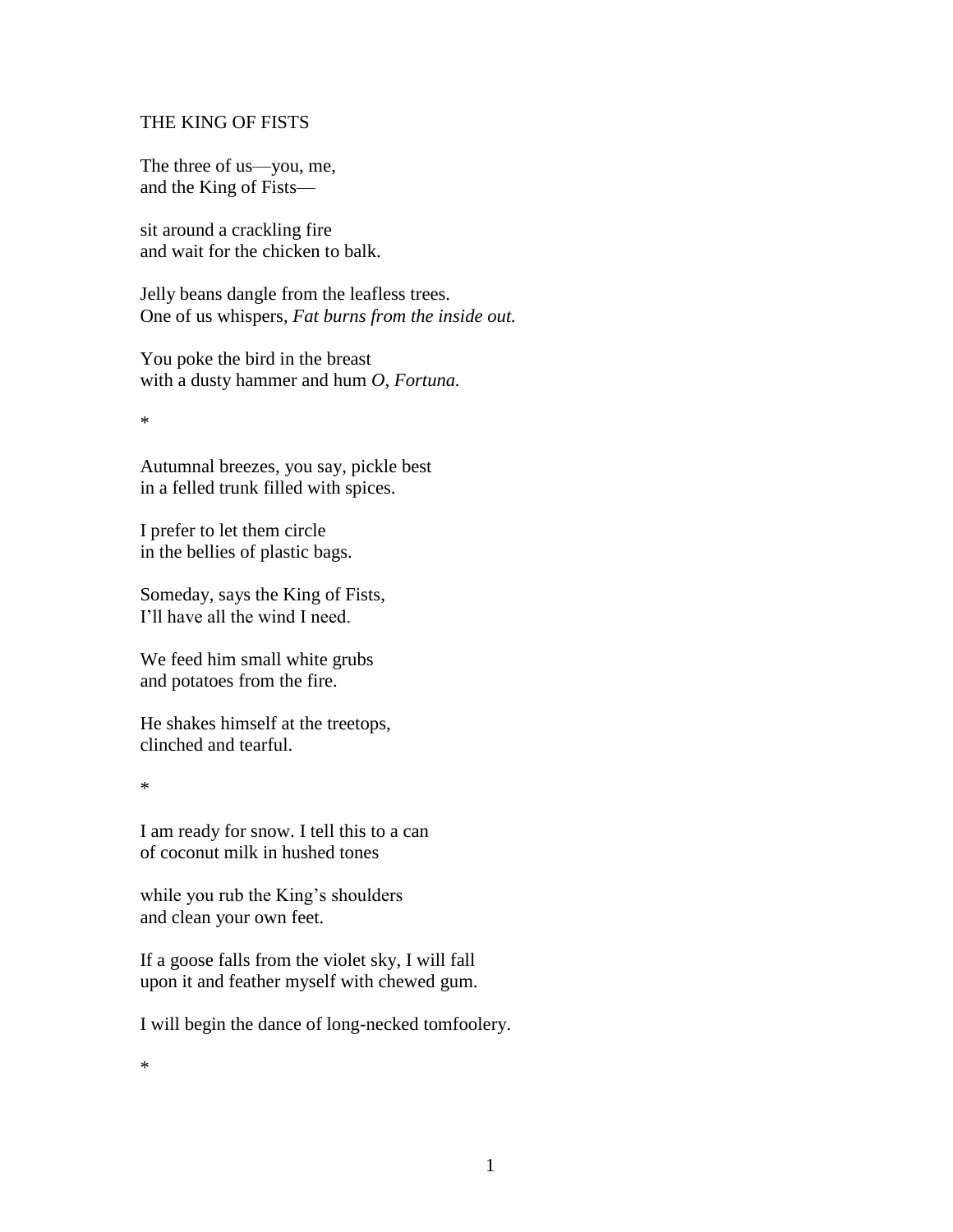# THE KING OF FISTS

The three of us—you, me,
and the King of Fists—

sit around a crackling fire
and wait for the chicken to balk.

Jelly beans dangle from the leafless trees.
One of us whispers, *Fat burns from the inside out.*

You poke the bird in the breast
with a dusty hammer and hum *O, Fortuna.*

*

Autumnal breezes, you say, pickle best
in a felled trunk filled with spices.

I prefer to let them circle
in the bellies of plastic bags.

Someday, says the King of Fists,
I'll have all the wind I need.

We feed him small white grubs
and potatoes from the fire.

He shakes himself at the treetops,
clinched and tearful.

*

I am ready for snow. I tell this to a can
of coconut milk in hushed tones

while you rub the King's shoulders
and clean your own feet.

If a goose falls from the violet sky, I will fall
upon it and feather myself with chewed gum.

I will begin the dance of long-necked tomfoolery.

*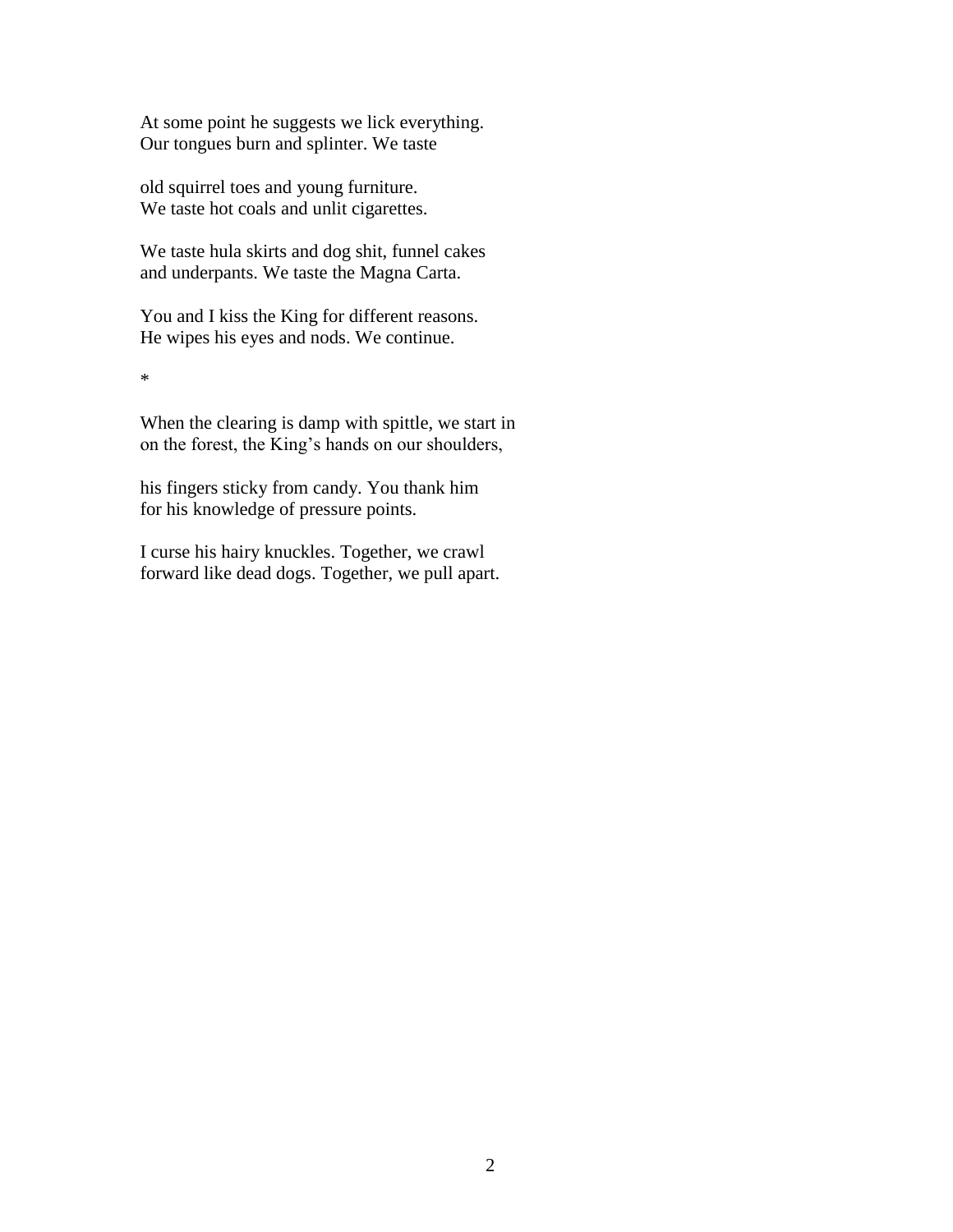At some point he suggests we lick everything.
Our tongues burn and splinter. We taste

old squirrel toes and young furniture.
We taste hot coals and unlit cigarettes.

We taste hula skirts and dog shit, funnel cakes
and underpants. We taste the Magna Carta.

You and I kiss the King for different reasons.
He wipes his eyes and nods. We continue.

*

When the clearing is damp with spittle, we start in
on the forest, the King's hands on our shoulders,

his fingers sticky from candy. You thank him
for his knowledge of pressure points.

I curse his hairy knuckles. Together, we crawl
forward like dead dogs. Together, we pull apart.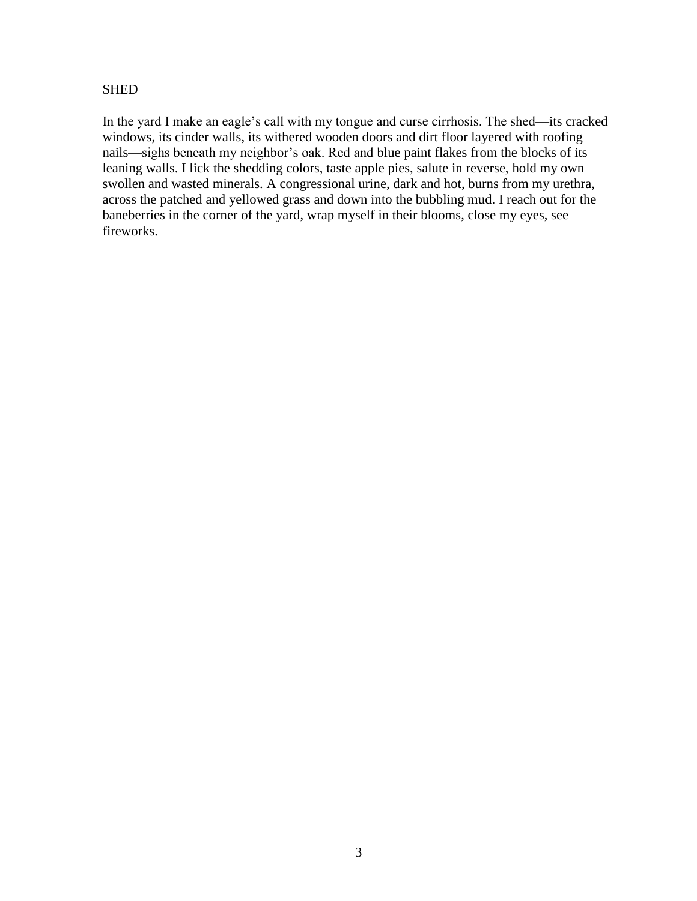# SHED

In the yard I make an eagle's call with my tongue and curse cirrhosis. The shed—its cracked windows, its cinder walls, its withered wooden doors and dirt floor layered with roofing nails—sighs beneath my neighbor's oak. Red and blue paint flakes from the blocks of its leaning walls. I lick the shedding colors, taste apple pies, salute in reverse, hold my own swollen and wasted minerals. A congressional urine, dark and hot, burns from my urethra, across the patched and yellowed grass and down into the bubbling mud. I reach out for the baneberries in the corner of the yard, wrap myself in their blooms, close my eyes, see fireworks.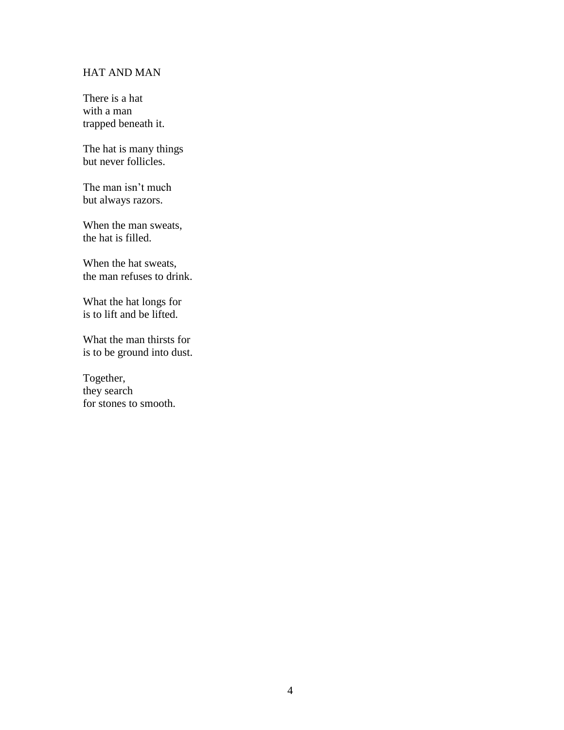## HAT AND MAN

There is a hat  
with a man  
trapped beneath it.

The hat is many things  
but never follicles.

The man isn't much  
but always razors.

When the man sweats,  
the hat is filled.

When the hat sweats,  
the man refuses to drink.

What the hat longs for  
is to lift and be lifted.

What the man thirsts for  
is to be ground into dust.

Together,  
they search  
for stones to smooth.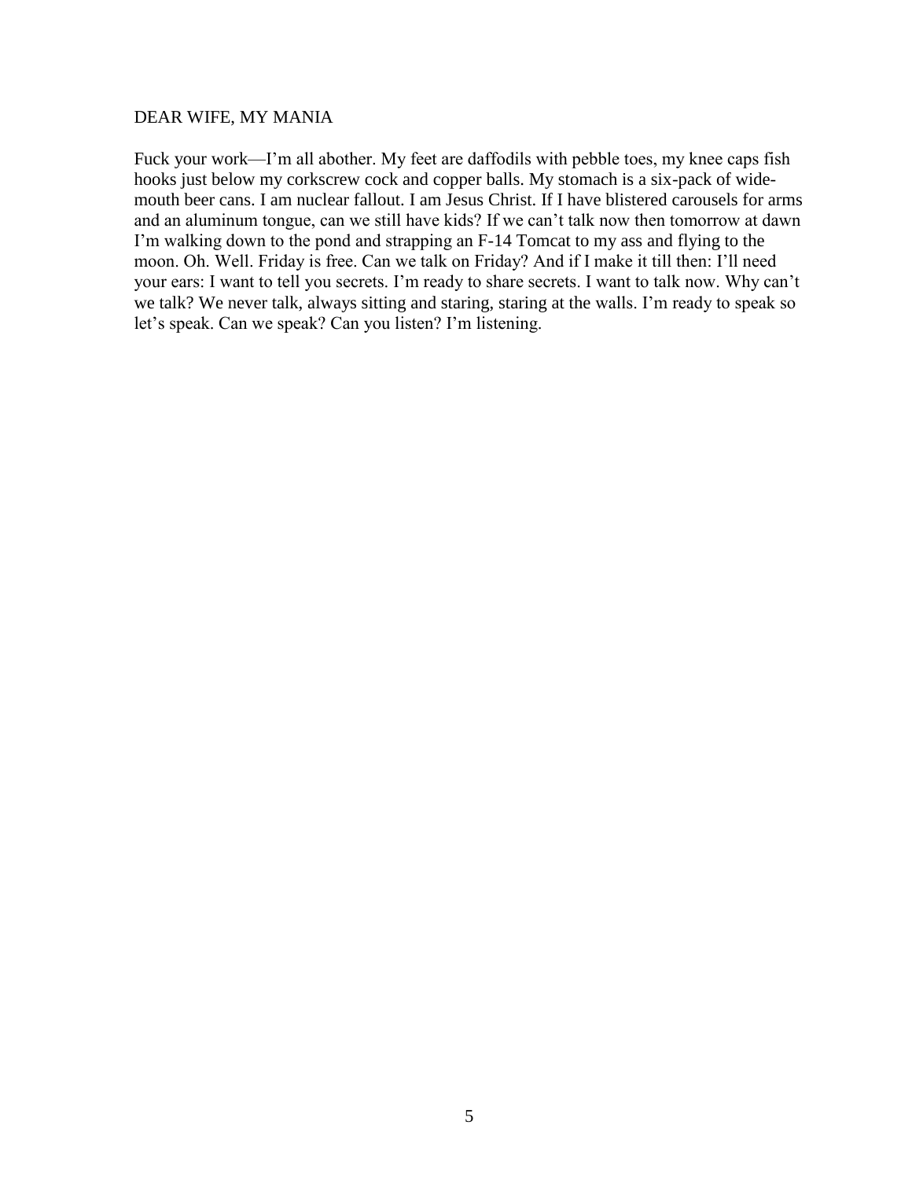# DEAR WIFE, MY MANIA

Fuck your work—I'm all abother. My feet are daffodils with pebble toes, my knee caps fish hooks just below my corkscrew cock and copper balls. My stomach is a six-pack of wide-mouth beer cans. I am nuclear fallout. I am Jesus Christ. If I have blistered carousels for arms and an aluminum tongue, can we still have kids? If we can't talk now then tomorrow at dawn I'm walking down to the pond and strapping an F-14 Tomcat to my ass and flying to the moon. Oh. Well. Friday is free. Can we talk on Friday? And if I make it till then: I'll need your ears: I want to tell you secrets. I'm ready to share secrets. I want to talk now. Why can't we talk? We never talk, always sitting and staring, staring at the walls. I'm ready to speak so let's speak. Can we speak? Can you listen? I'm listening.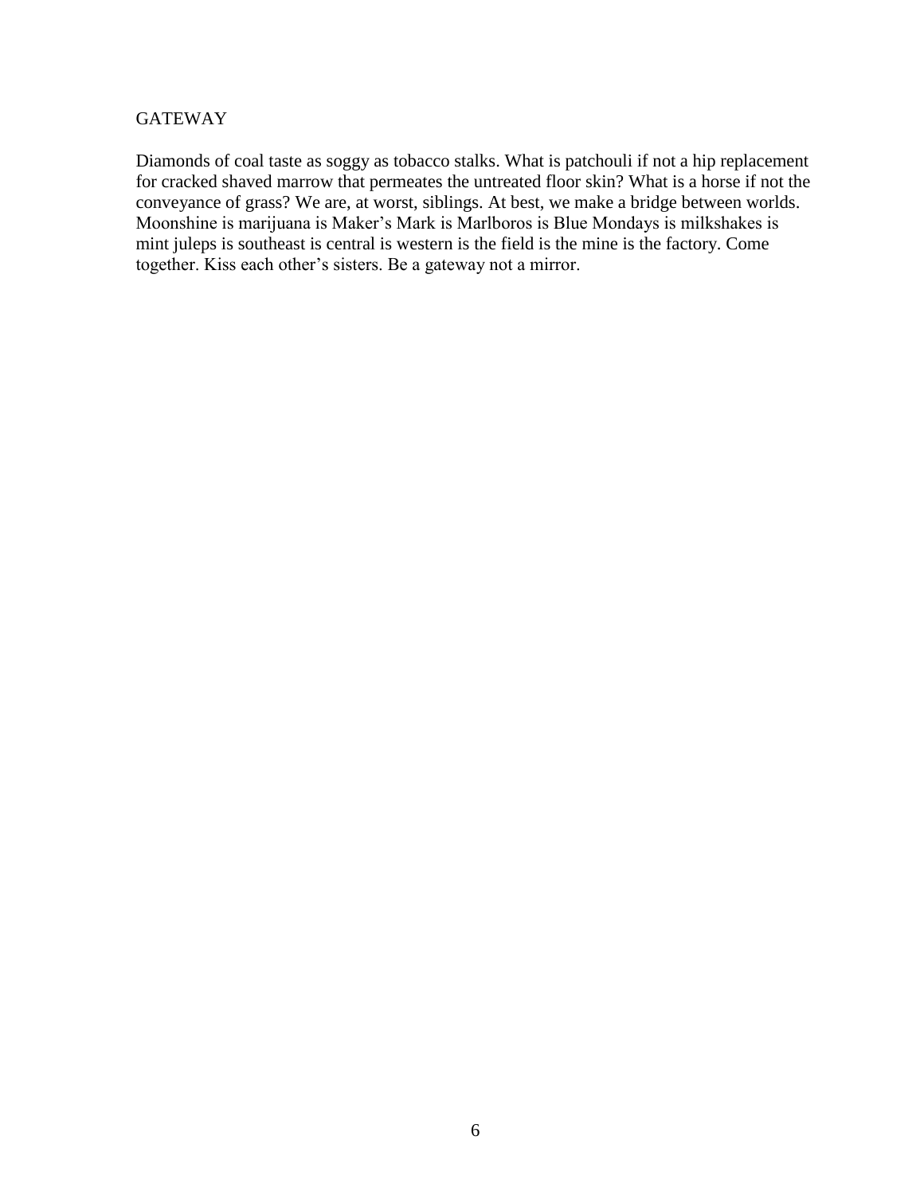# GATEWAY

Diamonds of coal taste as soggy as tobacco stalks. What is patchouli if not a hip replacement for cracked shaved marrow that permeates the untreated floor skin? What is a horse if not the conveyance of grass? We are, at worst, siblings. At best, we make a bridge between worlds. Moonshine is marijuana is Maker's Mark is Marlboros is Blue Mondays is milkshakes is mint juleps is southeast is central is western is the field is the mine is the factory. Come together. Kiss each other's sisters. Be a gateway not a mirror.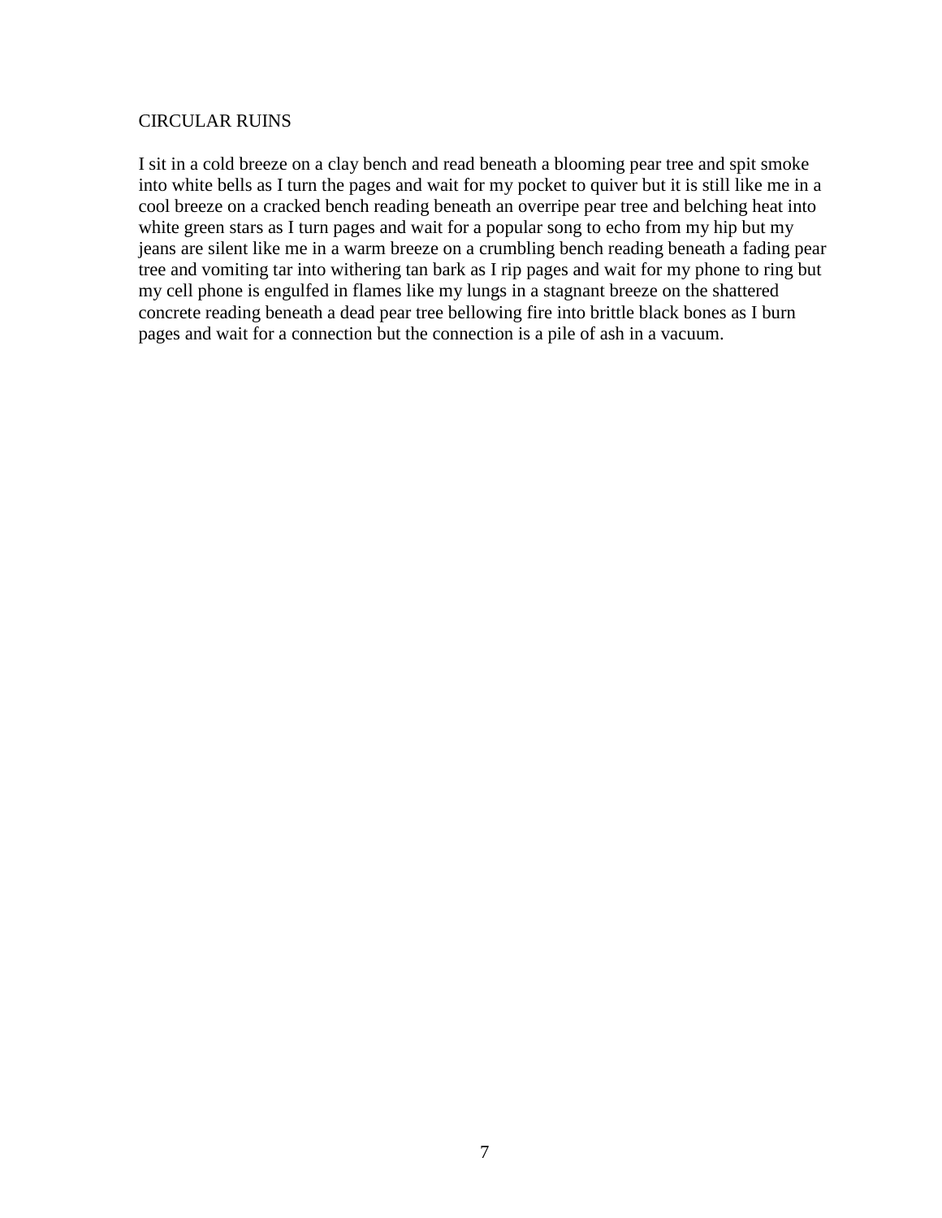## CIRCULAR RUINS

I sit in a cold breeze on a clay bench and read beneath a blooming pear tree and spit smoke into white bells as I turn the pages and wait for my pocket to quiver but it is still like me in a cool breeze on a cracked bench reading beneath an overripe pear tree and belching heat into white green stars as I turn pages and wait for a popular song to echo from my hip but my jeans are silent like me in a warm breeze on a crumbling bench reading beneath a fading pear tree and vomiting tar into withering tan bark as I rip pages and wait for my phone to ring but my cell phone is engulfed in flames like my lungs in a stagnant breeze on the shattered concrete reading beneath a dead pear tree bellowing fire into brittle black bones as I burn pages and wait for a connection but the connection is a pile of ash in a vacuum.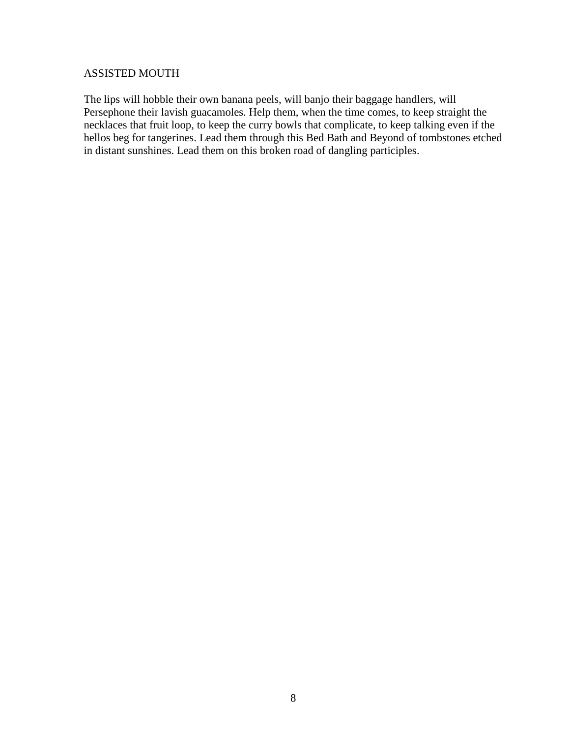## ASSISTED MOUTH

The lips will hobble their own banana peels, will banjo their baggage handlers, will Persephone their lavish guacamoles. Help them, when the time comes, to keep straight the necklaces that fruit loop, to keep the curry bowls that complicate, to keep talking even if the hellos beg for tangerines. Lead them through this Bed Bath and Beyond of tombstones etched in distant sunshines. Lead them on this broken road of dangling participles.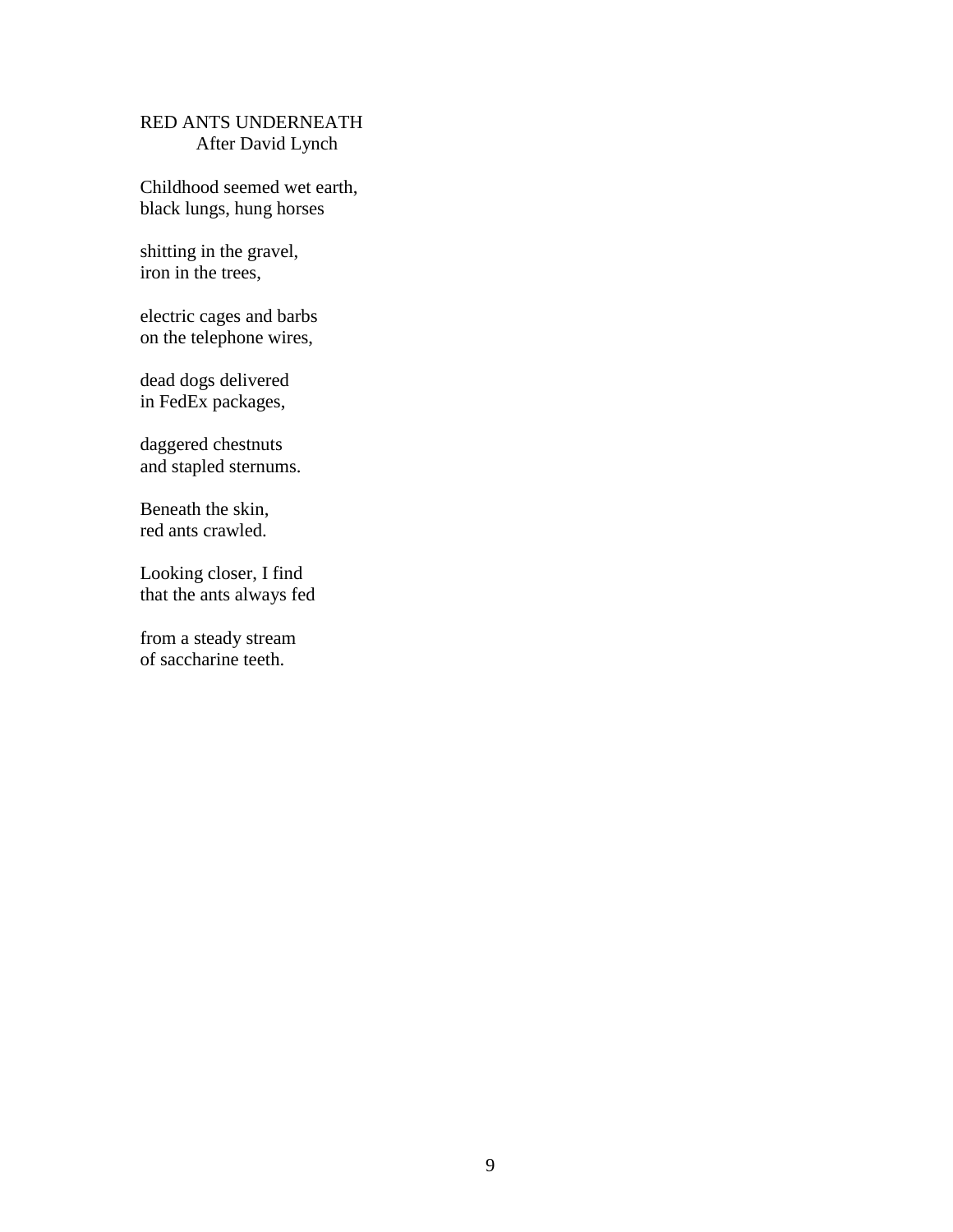## RED ANTS UNDERNEATH

*After David Lynch*

Childhood seemed wet earth,  
black lungs, hung horses

shitting in the gravel,  
iron in the trees,

electric cages and barbs  
on the telephone wires,

dead dogs delivered  
in FedEx packages,

daggered chestnuts  
and stapled sternums.

Beneath the skin,  
red ants crawled.

Looking closer, I find  
that the ants always fed

from a steady stream  
of saccharine teeth.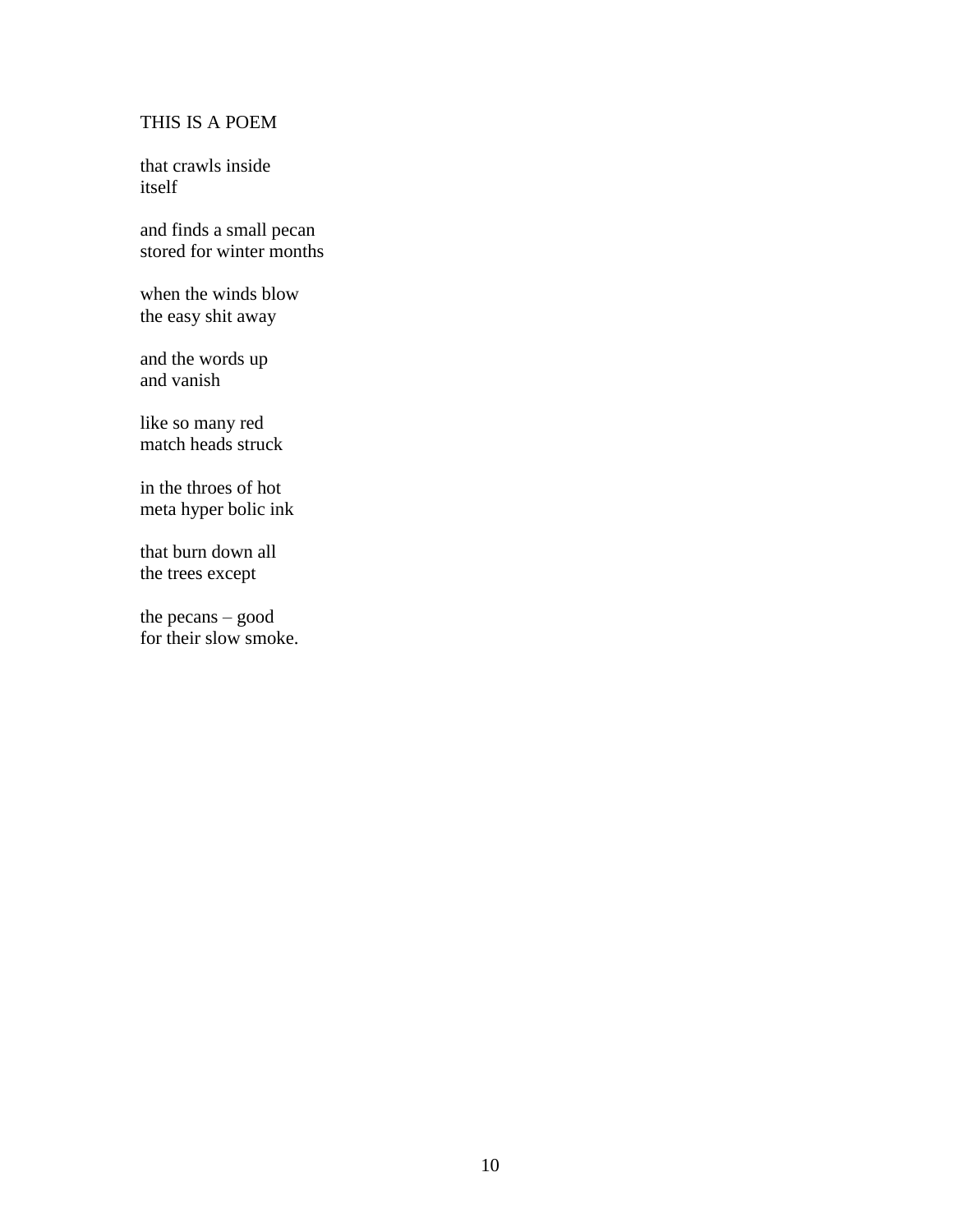THIS IS A POEM

that crawls inside
itself

and finds a small pecan
stored for winter months

when the winds blow
the easy shit away

and the words up
and vanish

like so many red
match heads struck

in the throes of hot
meta hyper bolic ink

that burn down all
the trees except

the pecans – good
for their slow smoke.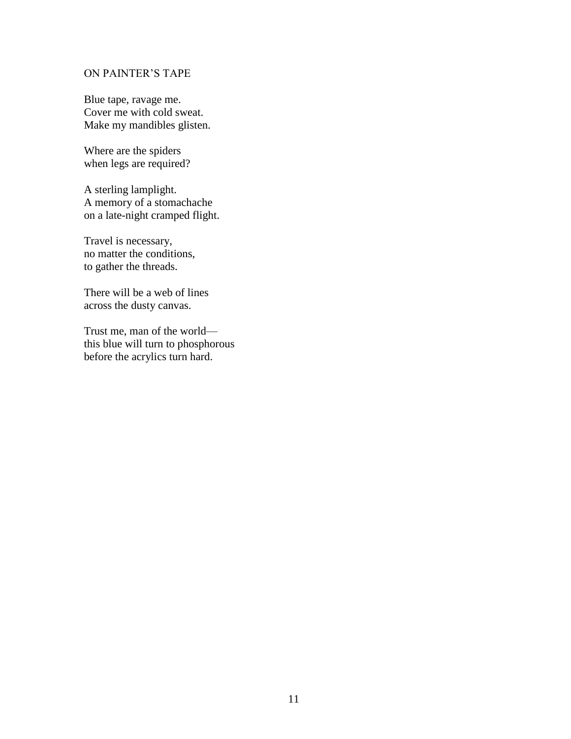## ON PAINTER'S TAPE

Blue tape, ravage me.  
Cover me with cold sweat.  
Make my mandibles glisten.

Where are the spiders  
when legs are required?

A sterling lamplight.  
A memory of a stomachache  
on a late-night cramped flight.

Travel is necessary,  
no matter the conditions,  
to gather the threads.

There will be a web of lines  
across the dusty canvas.

Trust me, man of the world—  
this blue will turn to phosphorous  
before the acrylics turn hard.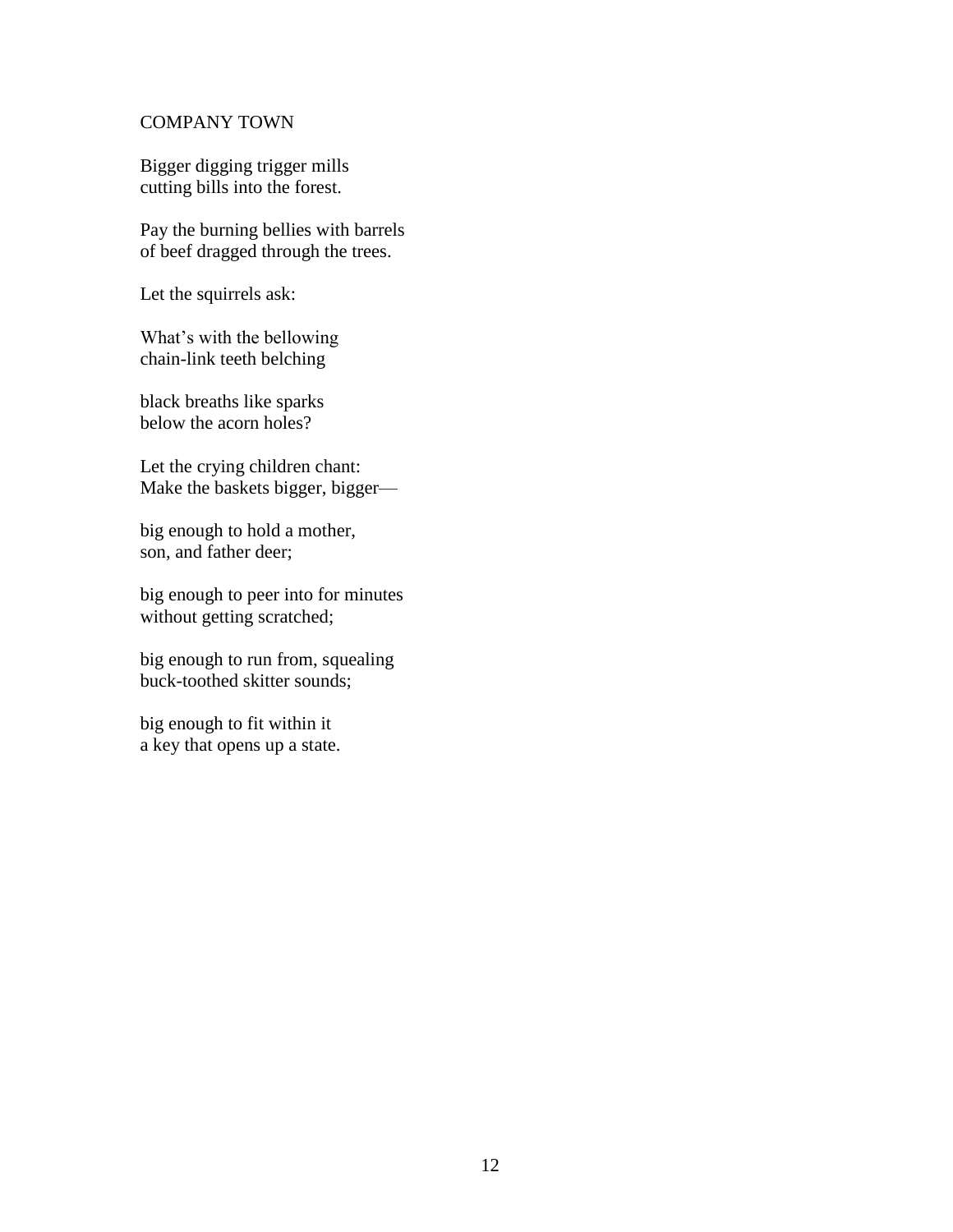## COMPANY TOWN

Bigger digging trigger mills  
cutting bills into the forest.

Pay the burning bellies with barrels  
of beef dragged through the trees.

Let the squirrels ask:

What's with the bellowing  
chain-link teeth belching

black breaths like sparks  
below the acorn holes?

Let the crying children chant:  
Make the baskets bigger, bigger—

big enough to hold a mother,  
son, and father deer;

big enough to peer into for minutes  
without getting scratched;

big enough to run from, squealing  
buck-toothed skitter sounds;

big enough to fit within it  
a key that opens up a state.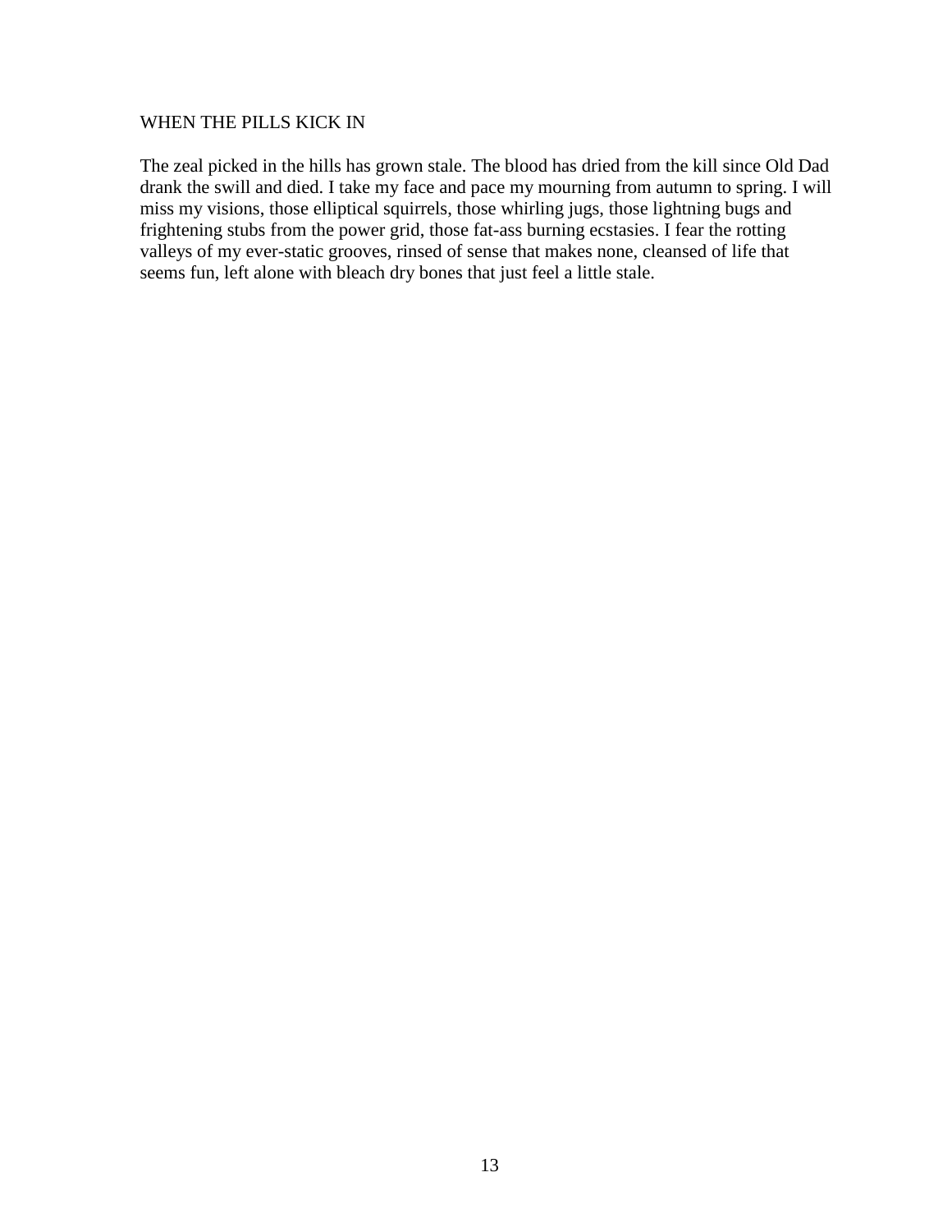## WHEN THE PILLS KICK IN

The zeal picked in the hills has grown stale. The blood has dried from the kill since Old Dad drank the swill and died. I take my face and pace my mourning from autumn to spring. I will miss my visions, those elliptical squirrels, those whirling jugs, those lightning bugs and frightening stubs from the power grid, those fat-ass burning ecstasies. I fear the rotting valleys of my ever-static grooves, rinsed of sense that makes none, cleansed of life that seems fun, left alone with bleach dry bones that just feel a little stale.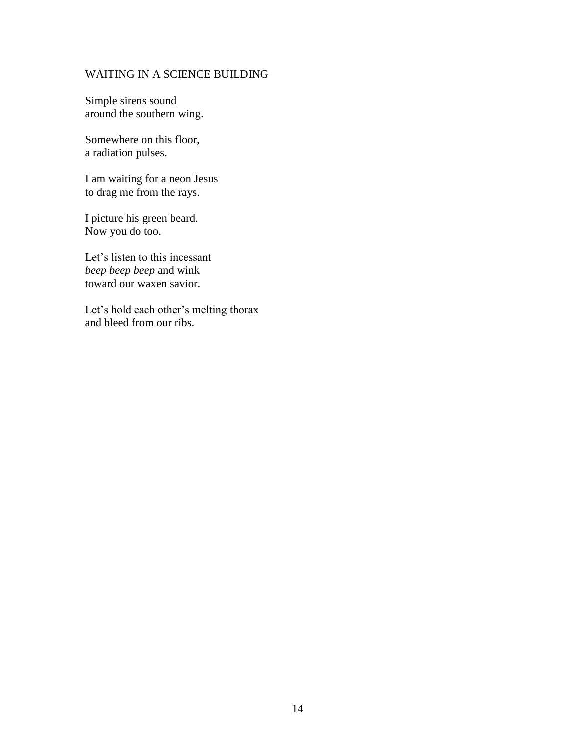## WAITING IN A SCIENCE BUILDING

Simple sirens sound  
around the southern wing.

Somewhere on this floor,  
a radiation pulses.

I am waiting for a neon Jesus  
to drag me from the rays.

I picture his green beard.  
Now you do too.

Let's listen to this incessant  
*beep beep beep* and wink  
toward our waxen savior.

Let's hold each other's melting thorax  
and bleed from our ribs.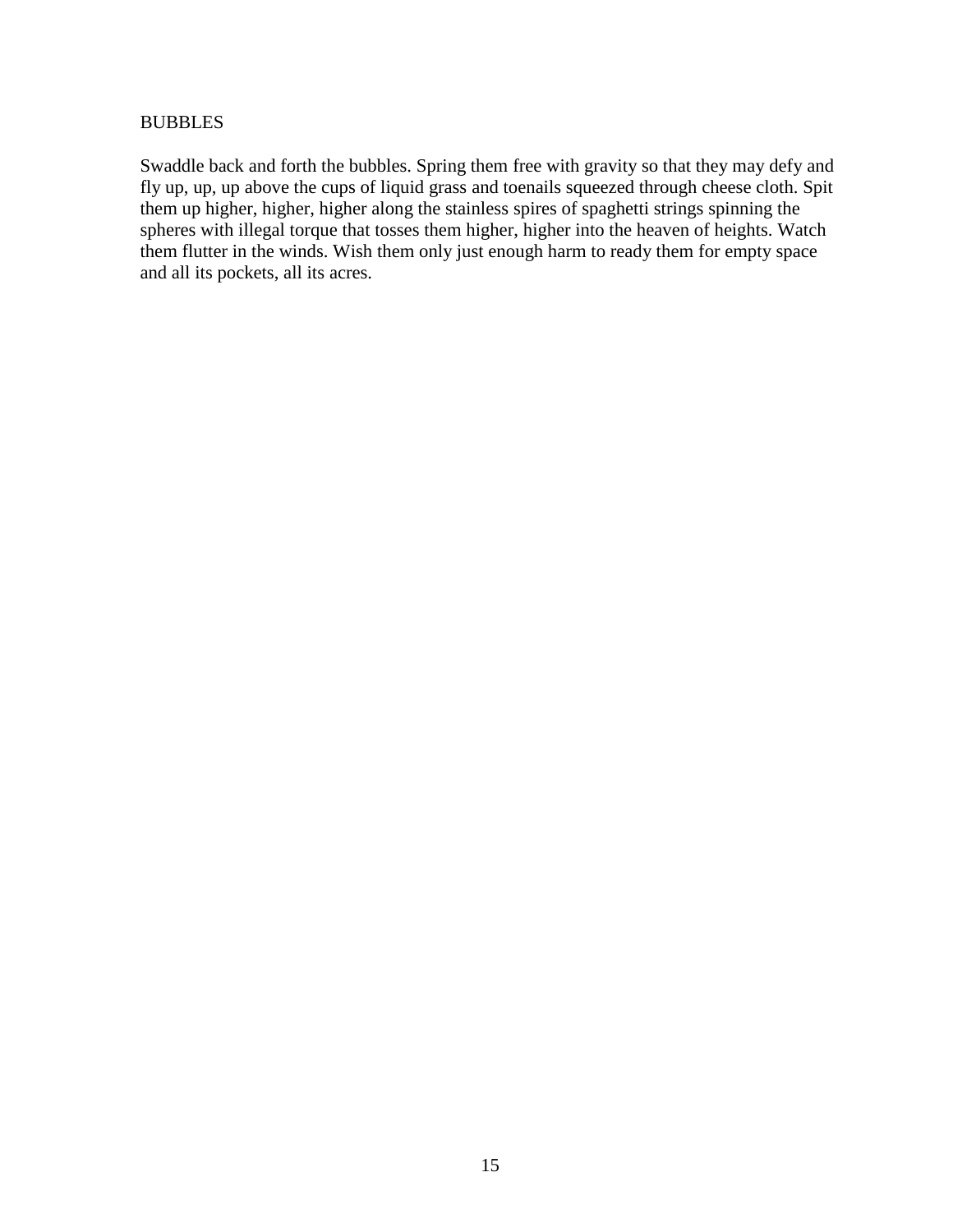## BUBBLES

Swaddle back and forth the bubbles. Spring them free with gravity so that they may defy and fly up, up, up above the cups of liquid grass and toenails squeezed through cheese cloth. Spit them up higher, higher, higher along the stainless spires of spaghetti strings spinning the spheres with illegal torque that tosses them higher, higher into the heaven of heights. Watch them flutter in the winds. Wish them only just enough harm to ready them for empty space and all its pockets, all its acres.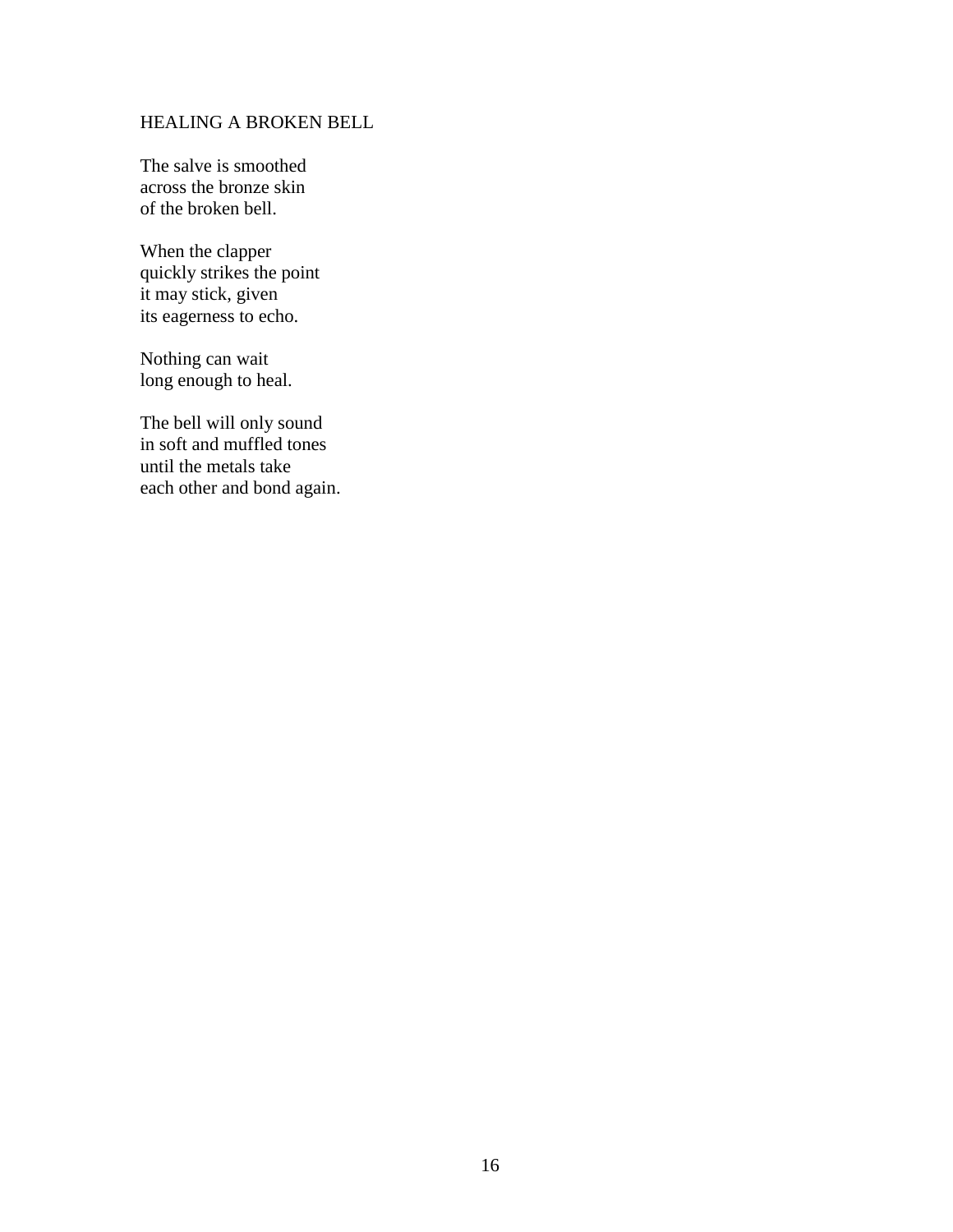## HEALING A BROKEN BELL

The salve is smoothed  
across the bronze skin  
of the broken bell.

When the clapper  
quickly strikes the point  
it may stick, given  
its eagerness to echo.

Nothing can wait  
long enough to heal.

The bell will only sound  
in soft and muffled tones  
until the metals take  
each other and bond again.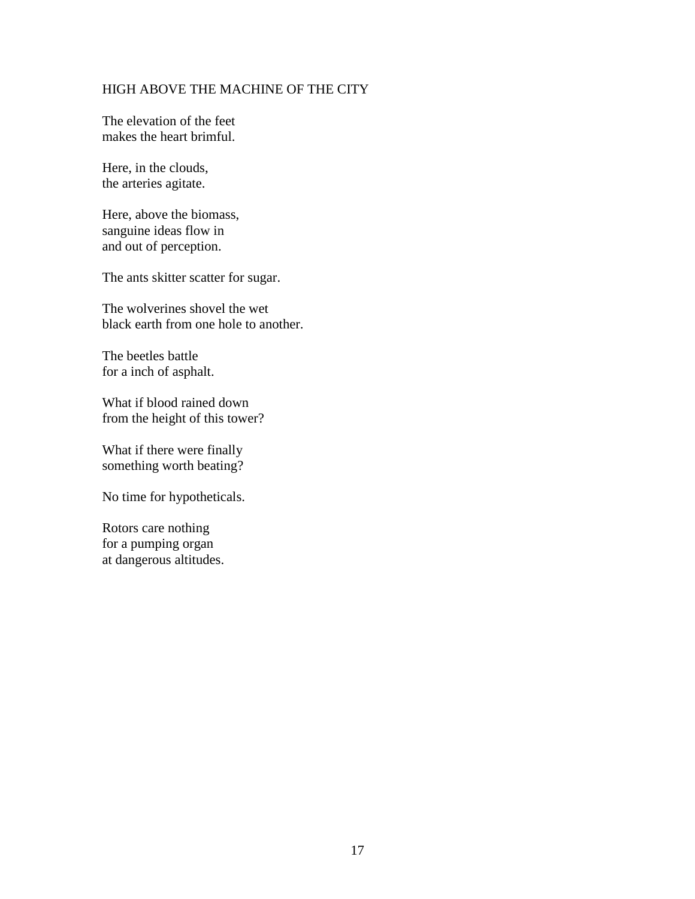## HIGH ABOVE THE MACHINE OF THE CITY

The elevation of the feet  
makes the heart brimful.

Here, in the clouds,  
the arteries agitate.

Here, above the biomass,  
sanguine ideas flow in  
and out of perception.

The ants skitter scatter for sugar.

The wolverines shovel the wet  
black earth from one hole to another.

The beetles battle  
for a inch of asphalt.

What if blood rained down  
from the height of this tower?

What if there were finally  
something worth beating?

No time for hypotheticals.

Rotors care nothing  
for a pumping organ  
at dangerous altitudes.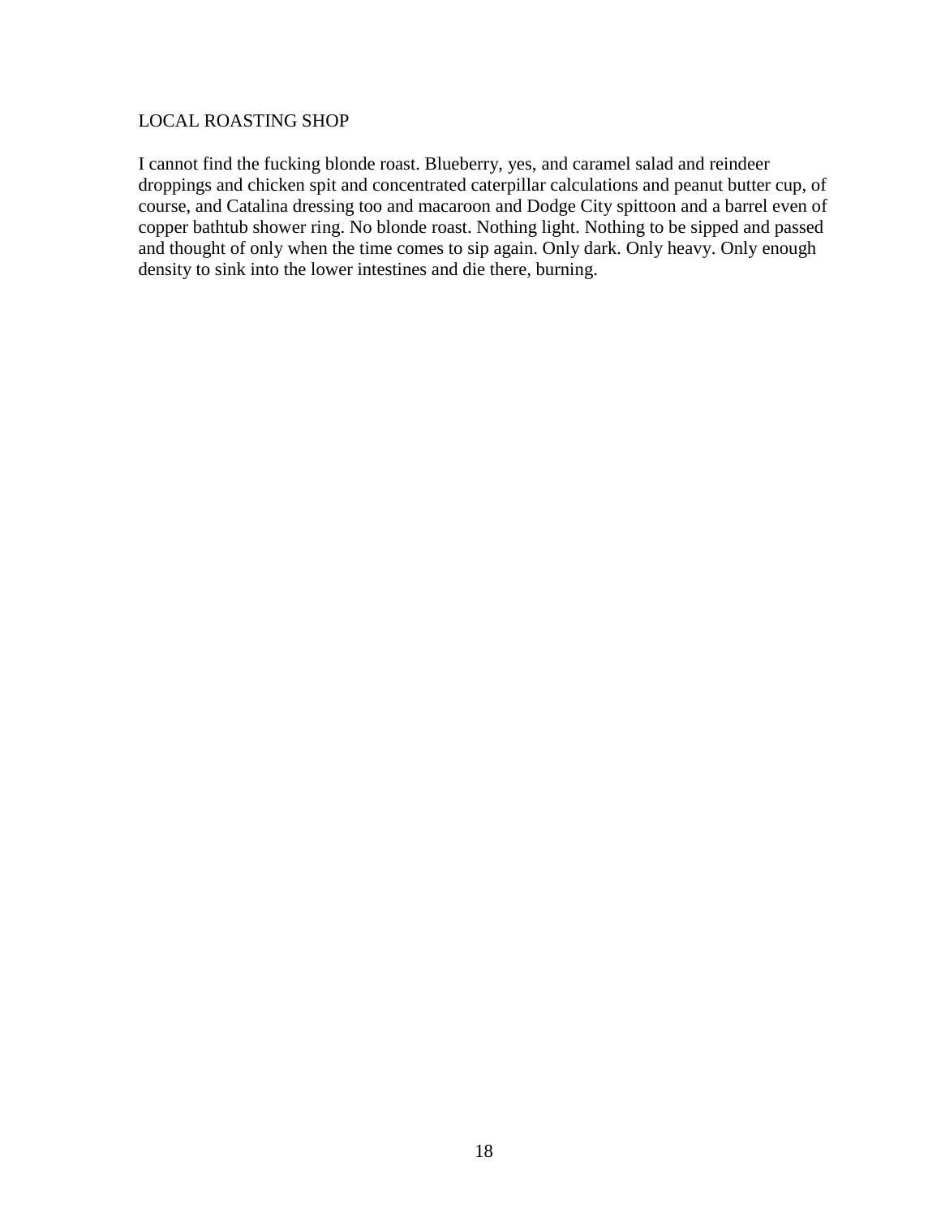## LOCAL ROASTING SHOP

I cannot find the fucking blonde roast. Blueberry, yes, and caramel salad and reindeer droppings and chicken spit and concentrated caterpillar calculations and peanut butter cup, of course, and Catalina dressing too and macaroon and Dodge City spittoon and a barrel even of copper bathtub shower ring. No blonde roast. Nothing light. Nothing to be sipped and passed and thought of only when the time comes to sip again. Only dark. Only heavy. Only enough density to sink into the lower intestines and die there, burning.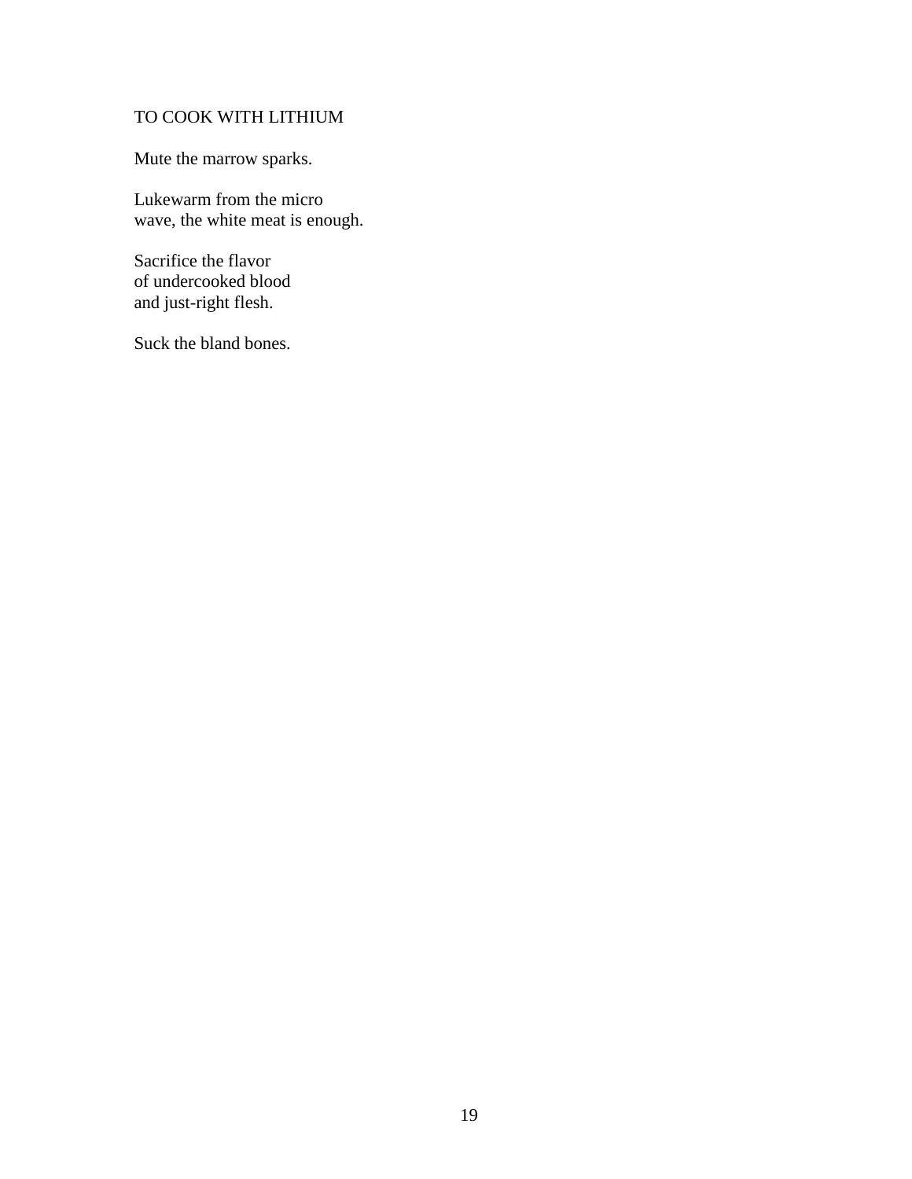# TO COOK WITH LITHIUM

Mute the marrow sparks.

Lukewarm from the micro  
wave, the white meat is enough.

Sacrifice the flavor  
of undercooked blood  
and just-right flesh.

Suck the bland bones.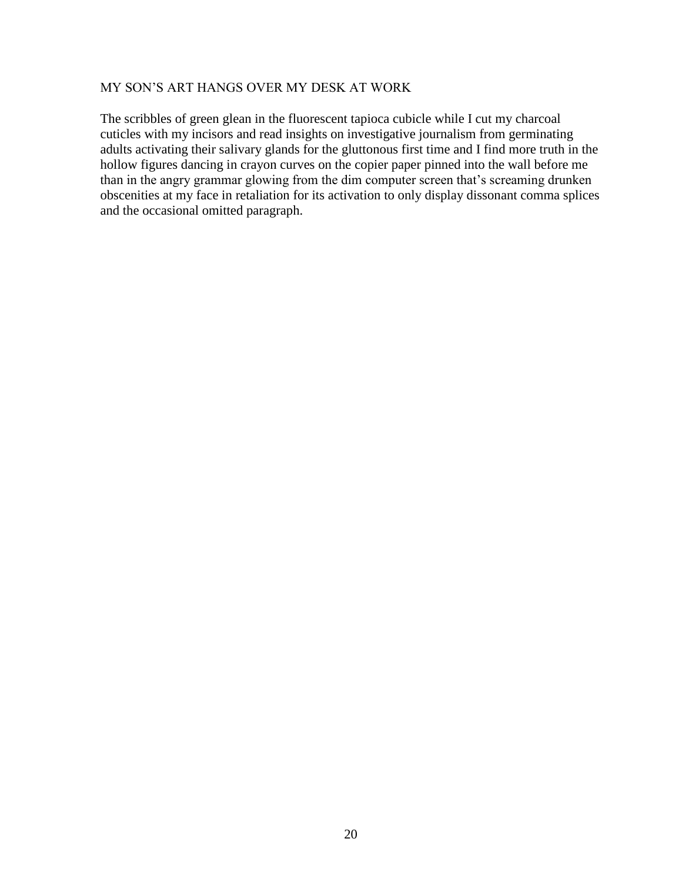## MY SON'S ART HANGS OVER MY DESK AT WORK

The scribbles of green glean in the fluorescent tapioca cubicle while I cut my charcoal cuticles with my incisors and read insights on investigative journalism from germinating adults activating their salivary glands for the gluttonous first time and I find more truth in the hollow figures dancing in crayon curves on the copier paper pinned into the wall before me than in the angry grammar glowing from the dim computer screen that's screaming drunken obscenities at my face in retaliation for its activation to only display dissonant comma splices and the occasional omitted paragraph.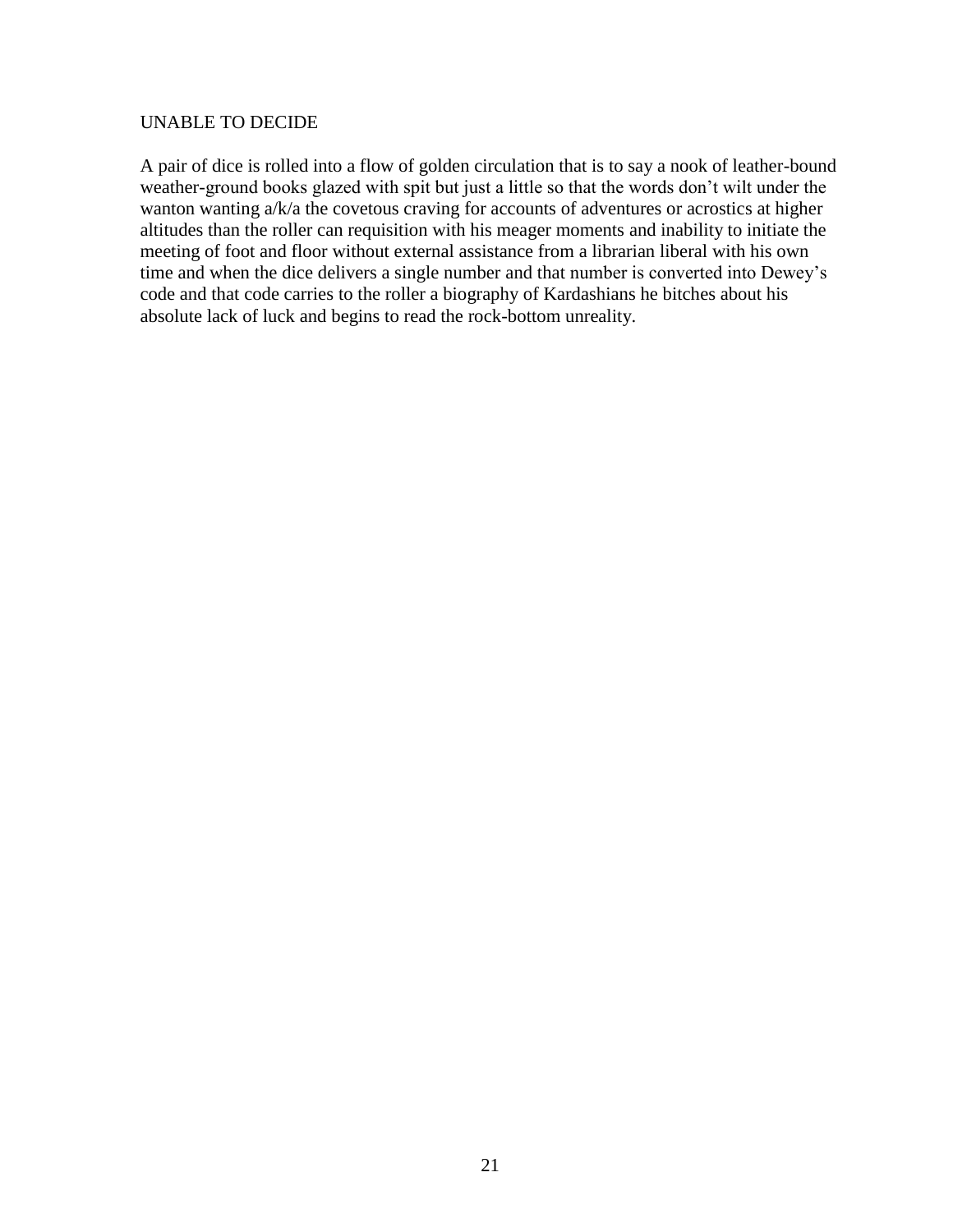## UNABLE TO DECIDE

A pair of dice is rolled into a flow of golden circulation that is to say a nook of leather-bound weather-ground books glazed with spit but just a little so that the words don't wilt under the wanton wanting a/k/a the covetous craving for accounts of adventures or acrostics at higher altitudes than the roller can requisition with his meager moments and inability to initiate the meeting of foot and floor without external assistance from a librarian liberal with his own time and when the dice delivers a single number and that number is converted into Dewey's code and that code carries to the roller a biography of Kardashians he bitches about his absolute lack of luck and begins to read the rock-bottom unreality.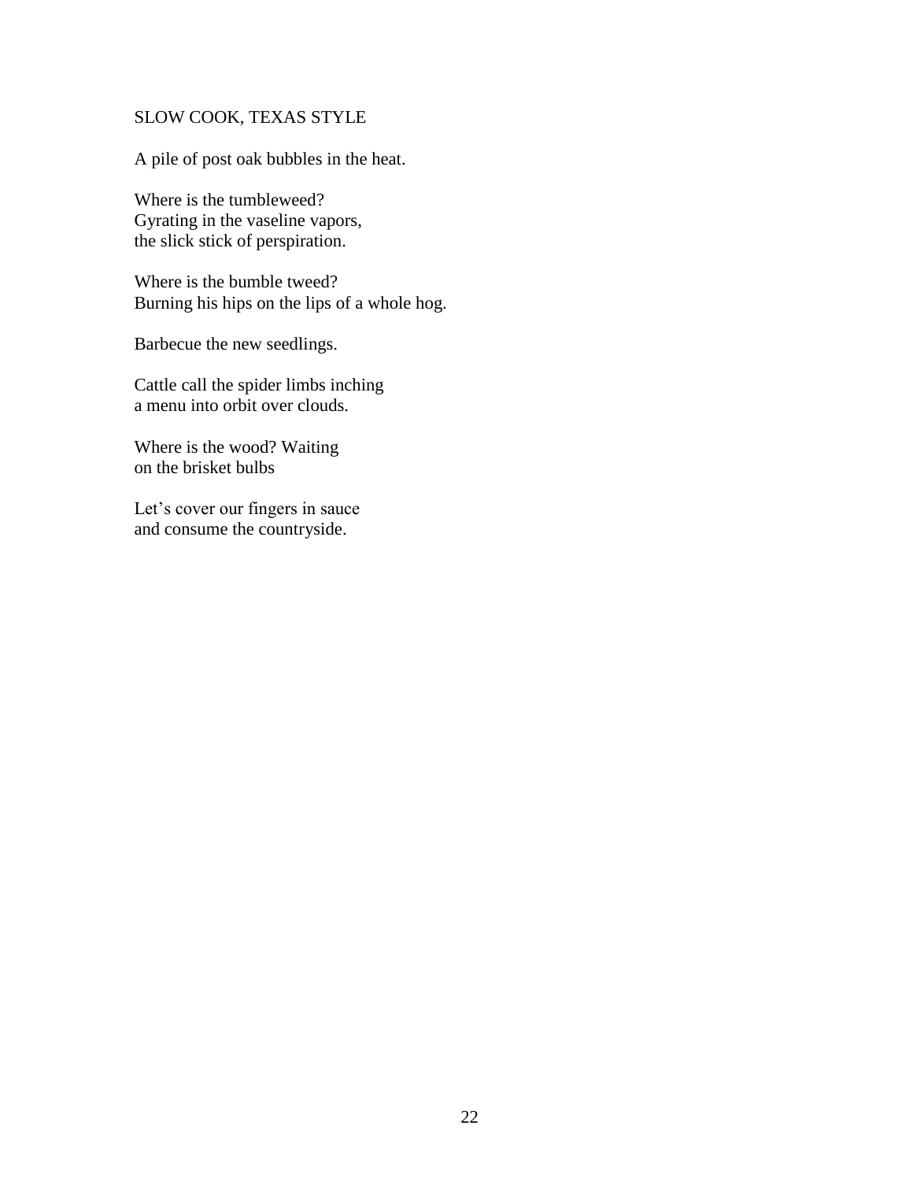## SLOW COOK, TEXAS STYLE

A pile of post oak bubbles in the heat.

Where is the tumbleweed?  
Gyrating in the vaseline vapors,  
the slick stick of perspiration.

Where is the bumble tweed?  
Burning his hips on the lips of a whole hog.

Barbecue the new seedlings.

Cattle call the spider limbs inching  
a menu into orbit over clouds.

Where is the wood? Waiting  
on the brisket bulbs

Let's cover our fingers in sauce  
and consume the countryside.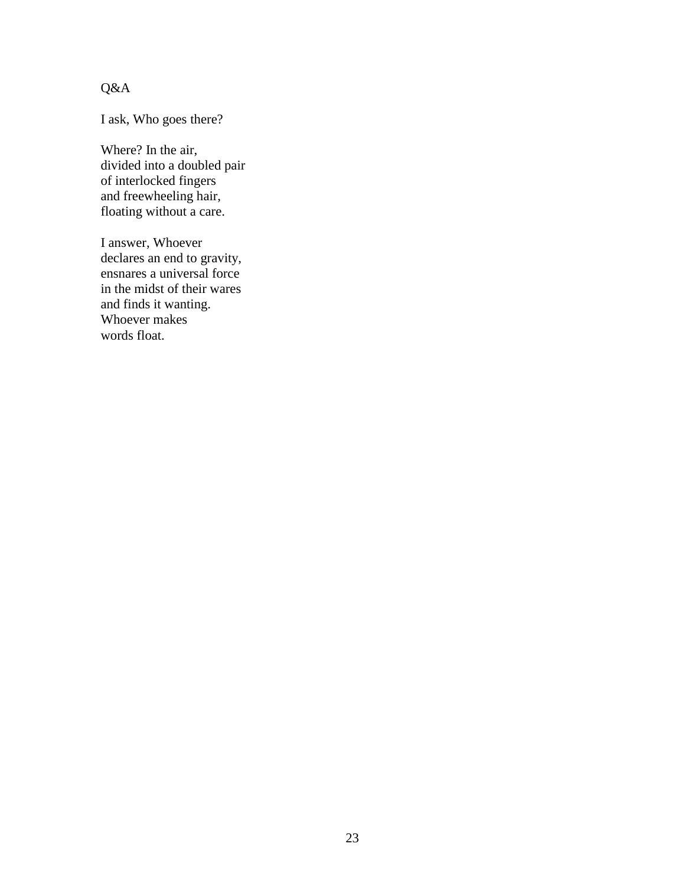## Q&A

I ask, Who goes there?

Where? In the air,  
divided into a doubled pair  
of interlocked fingers  
and freewheeling hair,  
floating without a care.

I answer, Whoever  
declares an end to gravity,  
ensnares a universal force  
in the midst of their wares  
and finds it wanting.  
Whoever makes  
words float.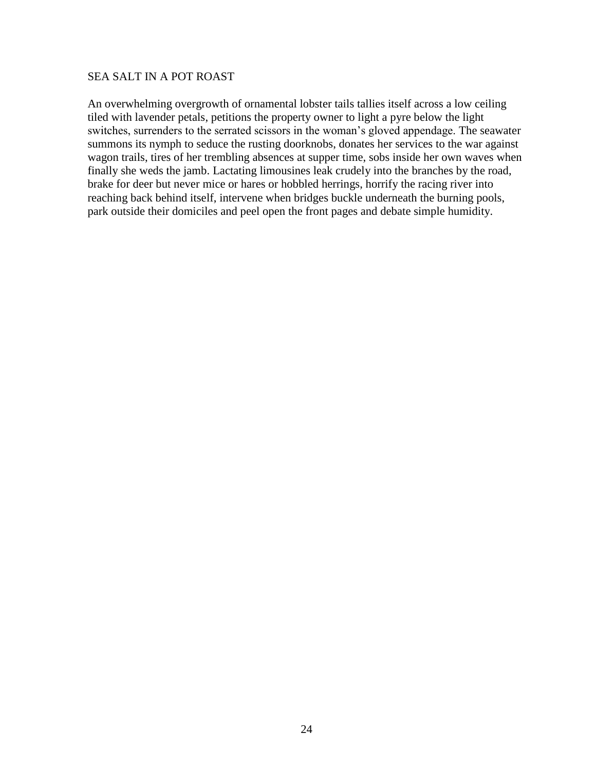## SEA SALT IN A POT ROAST

An overwhelming overgrowth of ornamental lobster tails tallies itself across a low ceiling tiled with lavender petals, petitions the property owner to light a pyre below the light switches, surrenders to the serrated scissors in the woman's gloved appendage. The seawater summons its nymph to seduce the rusting doorknobs, donates her services to the war against wagon trails, tires of her trembling absences at supper time, sobs inside her own waves when finally she weds the jamb. Lactating limousines leak crudely into the branches by the road, brake for deer but never mice or hares or hobbled herrings, horrify the racing river into reaching back behind itself, intervene when bridges buckle underneath the burning pools, park outside their domiciles and peel open the front pages and debate simple humidity.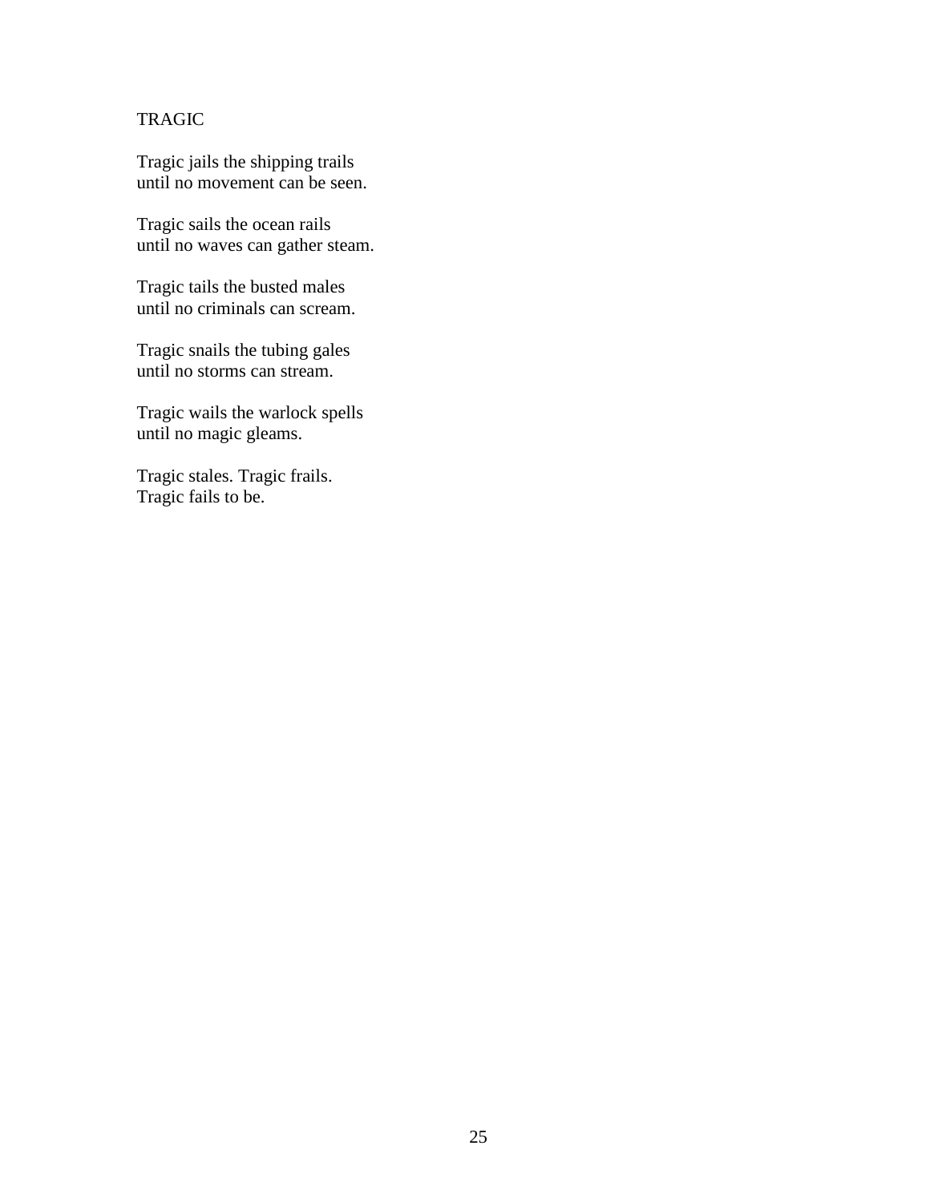## TRAGIC

Tragic jails the shipping trails  
until no movement can be seen.

Tragic sails the ocean rails  
until no waves can gather steam.

Tragic tails the busted males  
until no criminals can scream.

Tragic snails the tubing gales  
until no storms can stream.

Tragic wails the warlock spells  
until no magic gleams.

Tragic stales. Tragic frails.  
Tragic fails to be.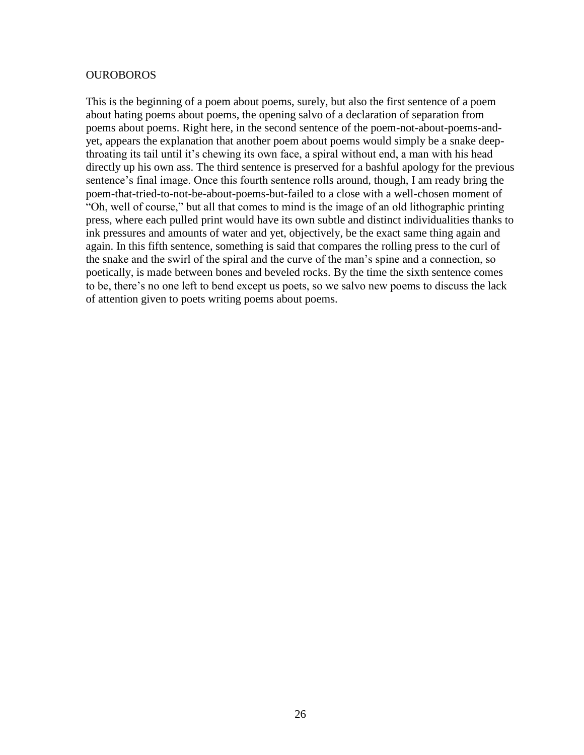# OUROBOROS

This is the beginning of a poem about poems, surely, but also the first sentence of a poem about hating poems about poems, the opening salvo of a declaration of separation from poems about poems. Right here, in the second sentence of the poem-not-about-poems-and-yet, appears the explanation that another poem about poems would simply be a snake deep-throating its tail until it's chewing its own face, a spiral without end, a man with his head directly up his own ass. The third sentence is preserved for a bashful apology for the previous sentence's final image. Once this fourth sentence rolls around, though, I am ready bring the poem-that-tried-to-not-be-about-poems-but-failed to a close with a well-chosen moment of "Oh, well of course," but all that comes to mind is the image of an old lithographic printing press, where each pulled print would have its own subtle and distinct individualities thanks to ink pressures and amounts of water and yet, objectively, be the exact same thing again and again. In this fifth sentence, something is said that compares the rolling press to the curl of the snake and the swirl of the spiral and the curve of the man's spine and a connection, so poetically, is made between bones and beveled rocks. By the time the sixth sentence comes to be, there's no one left to bend except us poets, so we salvo new poems to discuss the lack of attention given to poets writing poems about poems.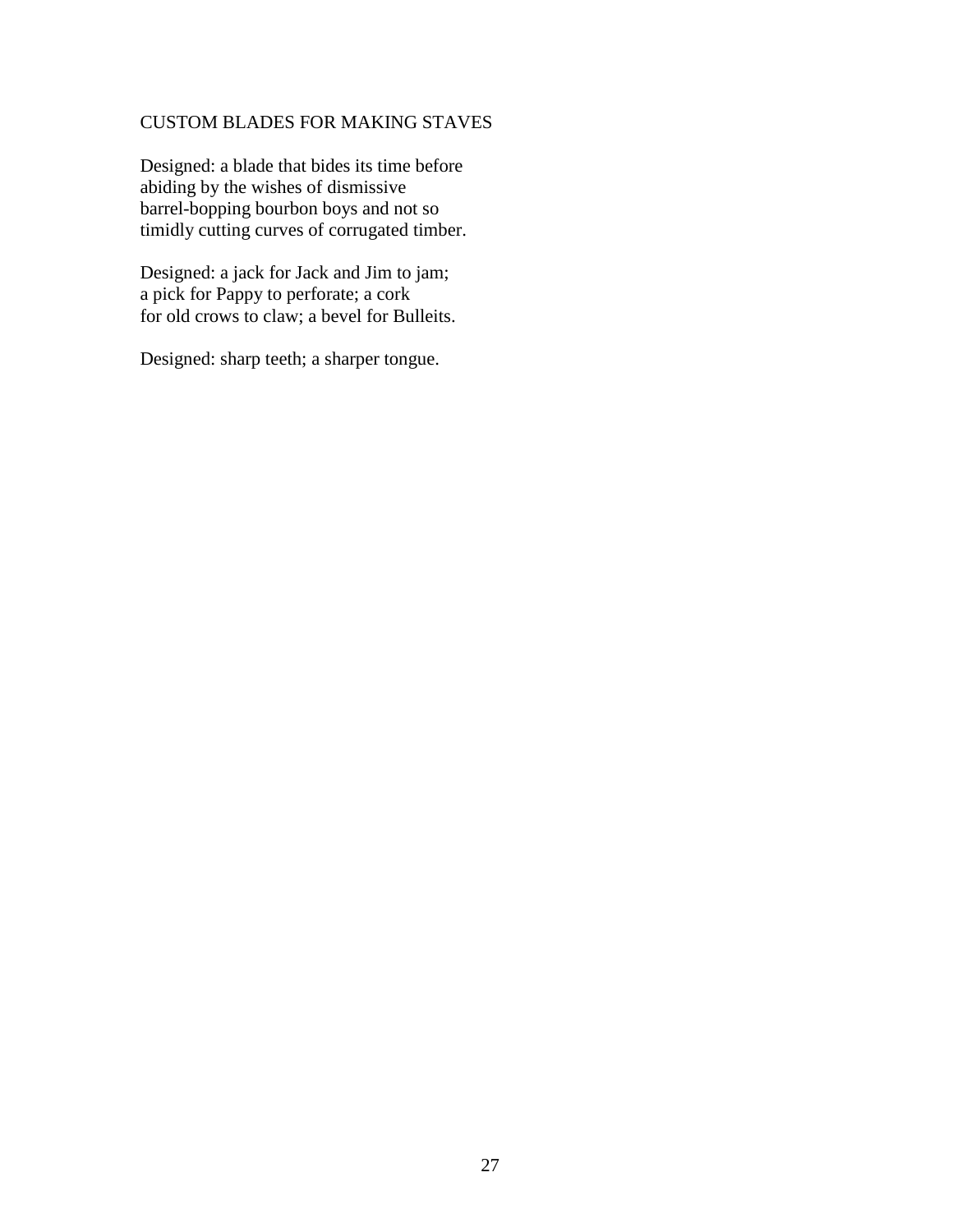## CUSTOM BLADES FOR MAKING STAVES

Designed: a blade that bides its time before  
abiding by the wishes of dismissive  
barrel-bopping bourbon boys and not so  
timidly cutting curves of corrugated timber.

Designed: a jack for Jack and Jim to jam;  
a pick for Pappy to perforate; a cork  
for old crows to claw; a bevel for Bulleits.

Designed: sharp teeth; a sharper tongue.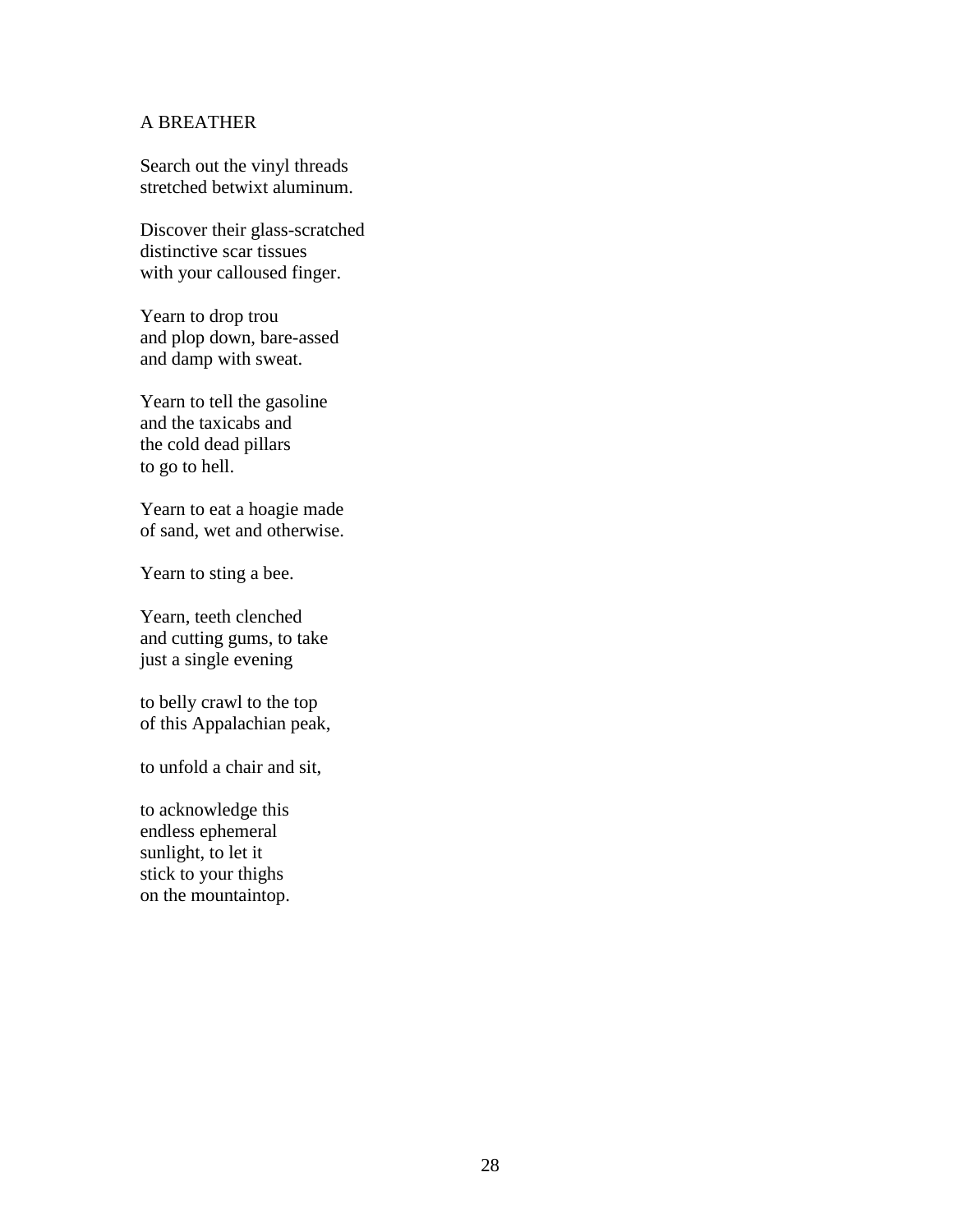## A BREATHER

Search out the vinyl threads
stretched betwixt aluminum.

Discover their glass-scratched
distinctive scar tissues
with your calloused finger.

Yearn to drop trou
and plop down, bare-assed
and damp with sweat.

Yearn to tell the gasoline
and the taxicabs and
the cold dead pillars
to go to hell.

Yearn to eat a hoagie made
of sand, wet and otherwise.

Yearn to sting a bee.

Yearn, teeth clenched
and cutting gums, to take
just a single evening

to belly crawl to the top
of this Appalachian peak,

to unfold a chair and sit,

to acknowledge this
endless ephemeral
sunlight, to let it
stick to your thighs
on the mountaintop.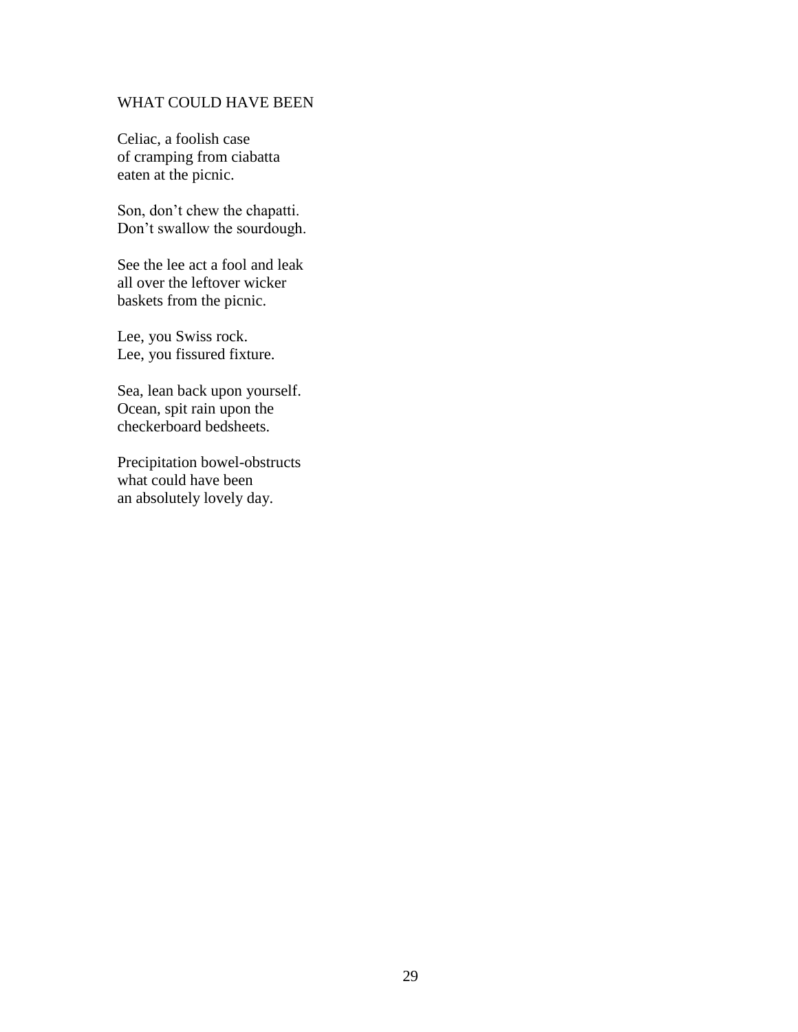## WHAT COULD HAVE BEEN

Celiac, a foolish case  
of cramping from ciabatta  
eaten at the picnic.

Son, don't chew the chapatti.  
Don't swallow the sourdough.

See the lee act a fool and leak  
all over the leftover wicker  
baskets from the picnic.

Lee, you Swiss rock.  
Lee, you fissured fixture.

Sea, lean back upon yourself.  
Ocean, spit rain upon the  
checkerboard bedsheets.

Precipitation bowel-obstructs  
what could have been  
an absolutely lovely day.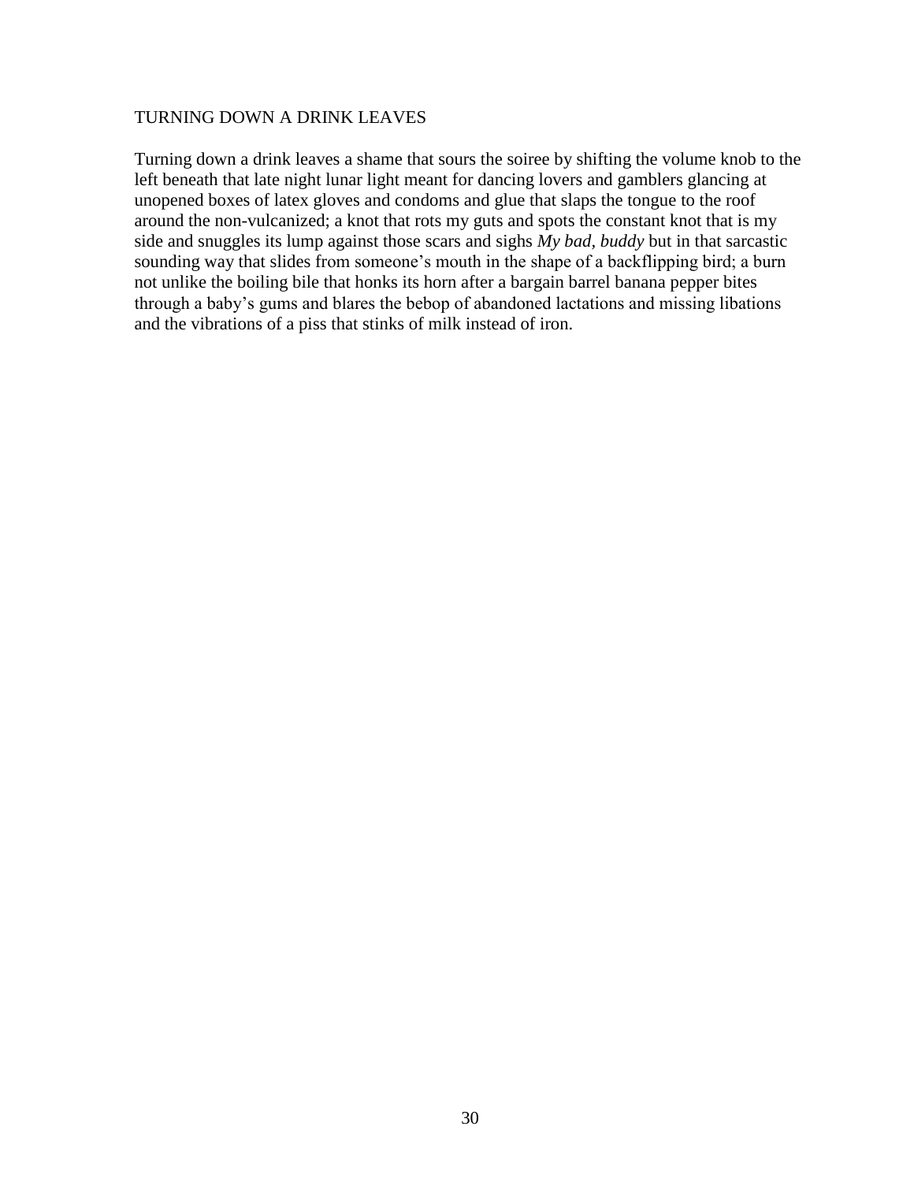## TURNING DOWN A DRINK LEAVES

Turning down a drink leaves a shame that sours the soiree by shifting the volume knob to the left beneath that late night lunar light meant for dancing lovers and gamblers glancing at unopened boxes of latex gloves and condoms and glue that slaps the tongue to the roof around the non-vulcanized; a knot that rots my guts and spots the constant knot that is my side and snuggles its lump against those scars and sighs *My bad, buddy* but in that sarcastic sounding way that slides from someone's mouth in the shape of a backflipping bird; a burn not unlike the boiling bile that honks its horn after a bargain barrel banana pepper bites through a baby's gums and blares the bebop of abandoned lactations and missing libations and the vibrations of a piss that stinks of milk instead of iron.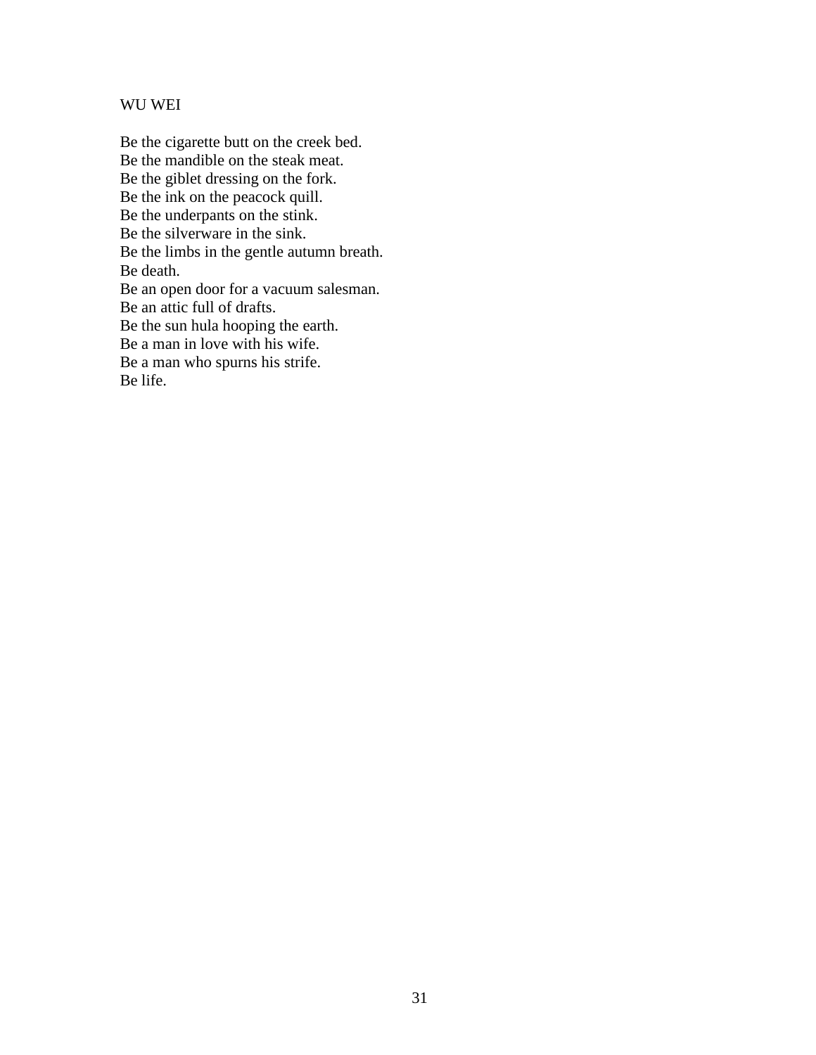## WU WEI

Be the cigarette butt on the creek bed.  
Be the mandible on the steak meat.  
Be the giblet dressing on the fork.  
Be the ink on the peacock quill.  
Be the underpants on the stink.  
Be the silverware in the sink.  
Be the limbs in the gentle autumn breath.  
Be death.  
Be an open door for a vacuum salesman.  
Be an attic full of drafts.  
Be the sun hula hooping the earth.  
Be a man in love with his wife.  
Be a man who spurns his strife.  
Be life.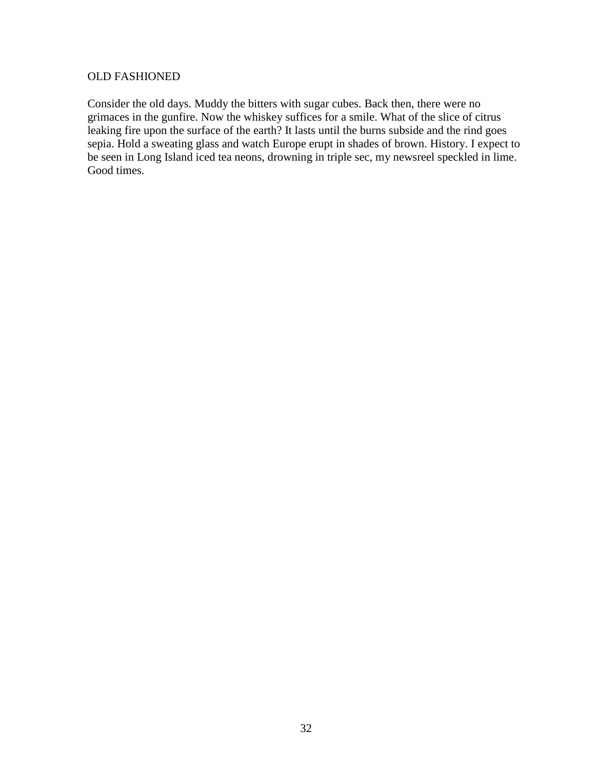# OLD FASHIONED

Consider the old days. Muddy the bitters with sugar cubes. Back then, there were no grimaces in the gunfire. Now the whiskey suffices for a smile. What of the slice of citrus leaking fire upon the surface of the earth? It lasts until the burns subside and the rind goes sepia. Hold a sweating glass and watch Europe erupt in shades of brown. History. I expect to be seen in Long Island iced tea neons, drowning in triple sec, my newsreel speckled in lime. Good times.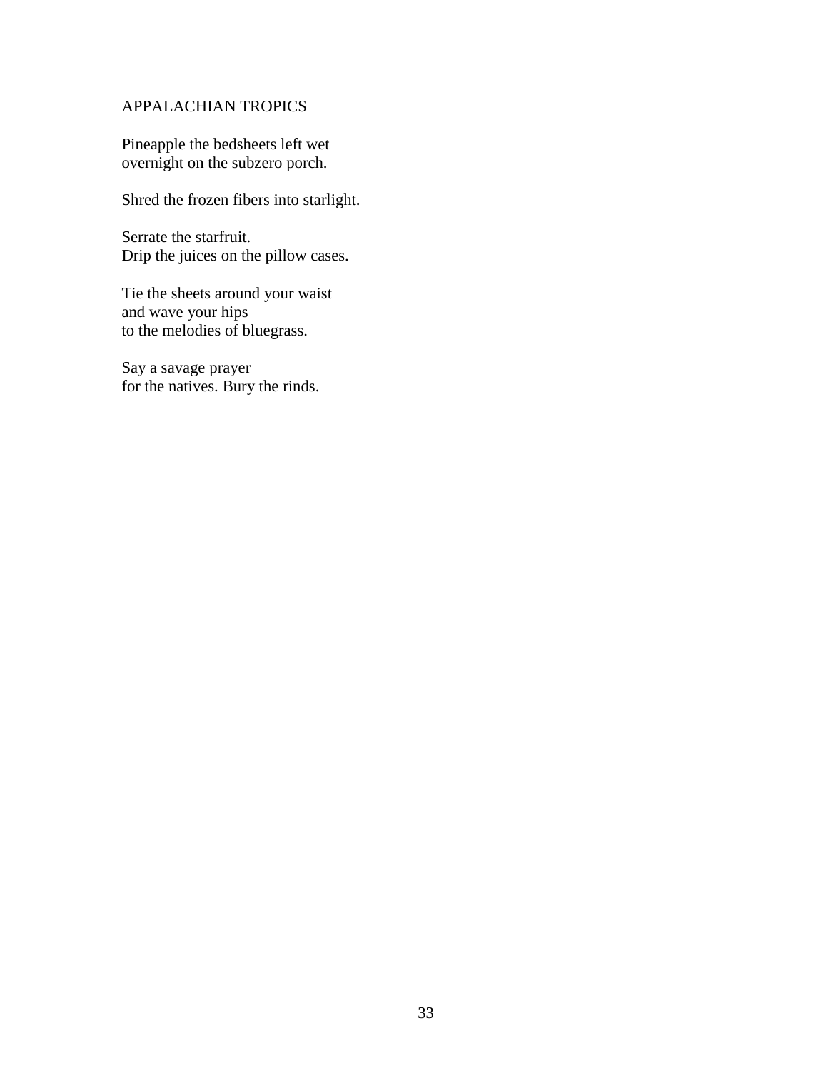## APPALACHIAN TROPICS

Pineapple the bedsheets left wet  
overnight on the subzero porch.

Shred the frozen fibers into starlight.

Serrate the starfruit.  
Drip the juices on the pillow cases.

Tie the sheets around your waist  
and wave your hips  
to the melodies of bluegrass.

Say a savage prayer  
for the natives. Bury the rinds.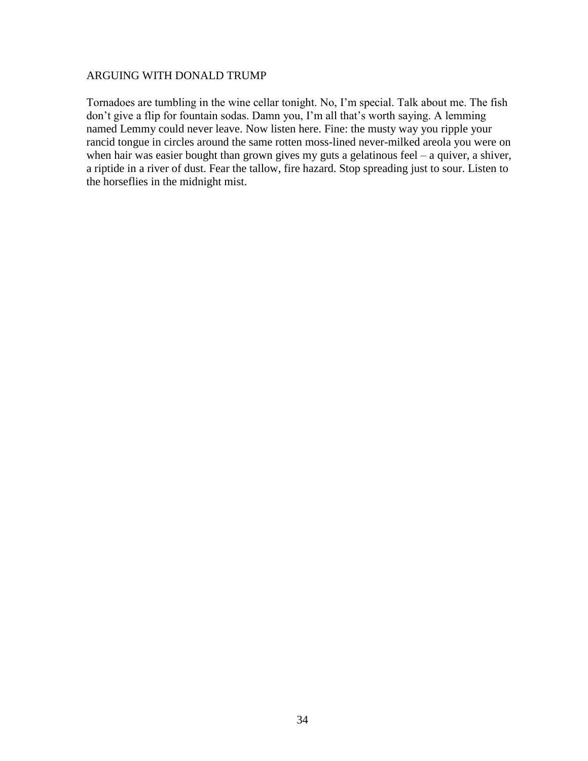ARGUING WITH DONALD TRUMP

Tornadoes are tumbling in the wine cellar tonight. No, I'm special. Talk about me. The fish don't give a flip for fountain sodas. Damn you, I'm all that's worth saying. A lemming named Lemmy could never leave. Now listen here. Fine: the musty way you ripple your rancid tongue in circles around the same rotten moss-lined never-milked areola you were on when hair was easier bought than grown gives my guts a gelatinous feel – a quiver, a shiver, a riptide in a river of dust. Fear the tallow, fire hazard. Stop spreading just to sour. Listen to the horseflies in the midnight mist.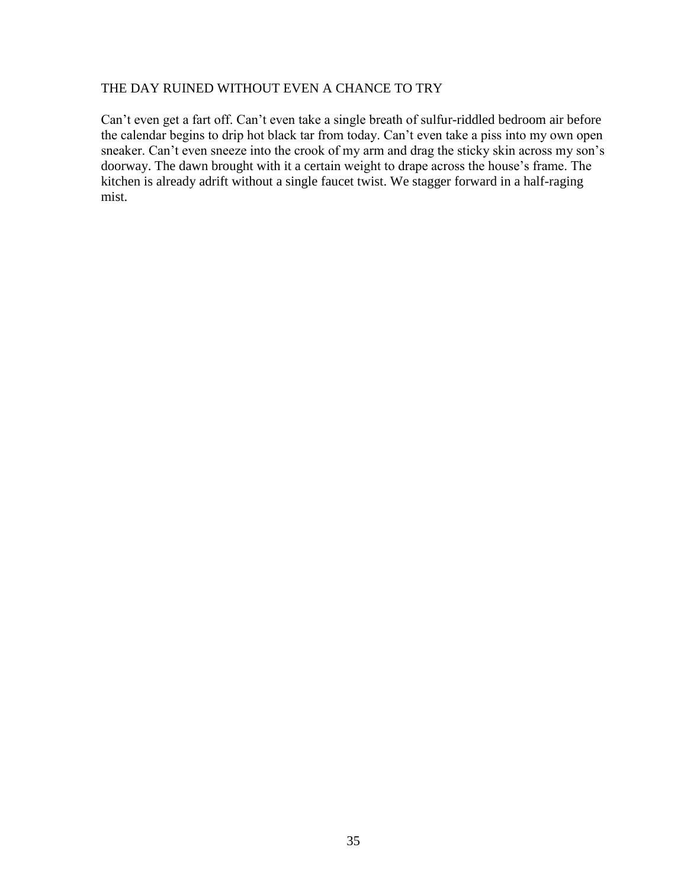## THE DAY RUINED WITHOUT EVEN A CHANCE TO TRY

Can't even get a fart off. Can't even take a single breath of sulfur-riddled bedroom air before the calendar begins to drip hot black tar from today. Can't even take a piss into my own open sneaker. Can't even sneeze into the crook of my arm and drag the sticky skin across my son's doorway. The dawn brought with it a certain weight to drape across the house's frame. The kitchen is already adrift without a single faucet twist. We stagger forward in a half-raging mist.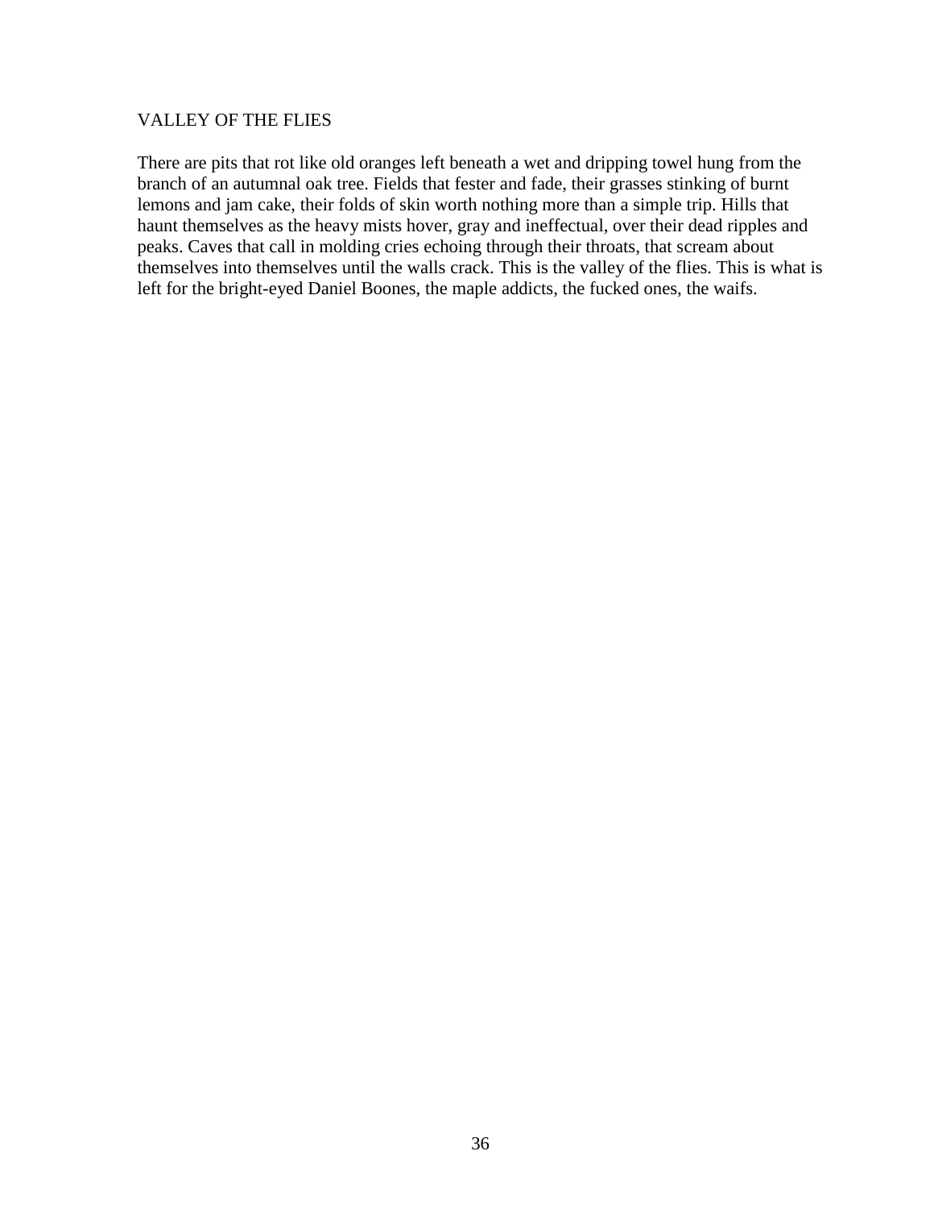## VALLEY OF THE FLIES

There are pits that rot like old oranges left beneath a wet and dripping towel hung from the branch of an autumnal oak tree. Fields that fester and fade, their grasses stinking of burnt lemons and jam cake, their folds of skin worth nothing more than a simple trip. Hills that haunt themselves as the heavy mists hover, gray and ineffectual, over their dead ripples and peaks. Caves that call in molding cries echoing through their throats, that scream about themselves into themselves until the walls crack. This is the valley of the flies. This is what is left for the bright-eyed Daniel Boones, the maple addicts, the fucked ones, the waifs.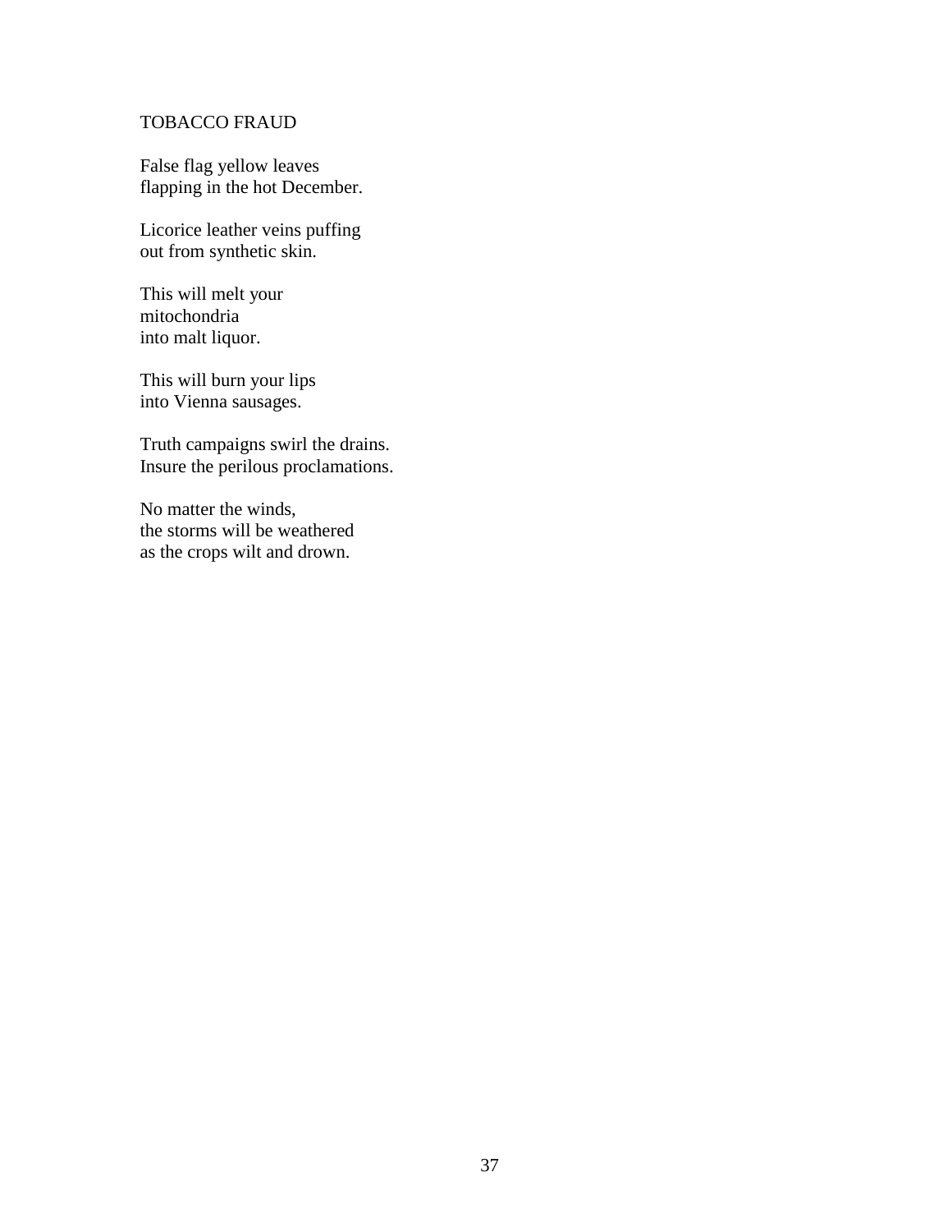## TOBACCO FRAUD

False flag yellow leaves  
flapping in the hot December.

Licorice leather veins puffing  
out from synthetic skin.

This will melt your  
mitochondria  
into malt liquor.

This will burn your lips  
into Vienna sausages.

Truth campaigns swirl the drains.  
Insure the perilous proclamations.

No matter the winds,  
the storms will be weathered  
as the crops wilt and drown.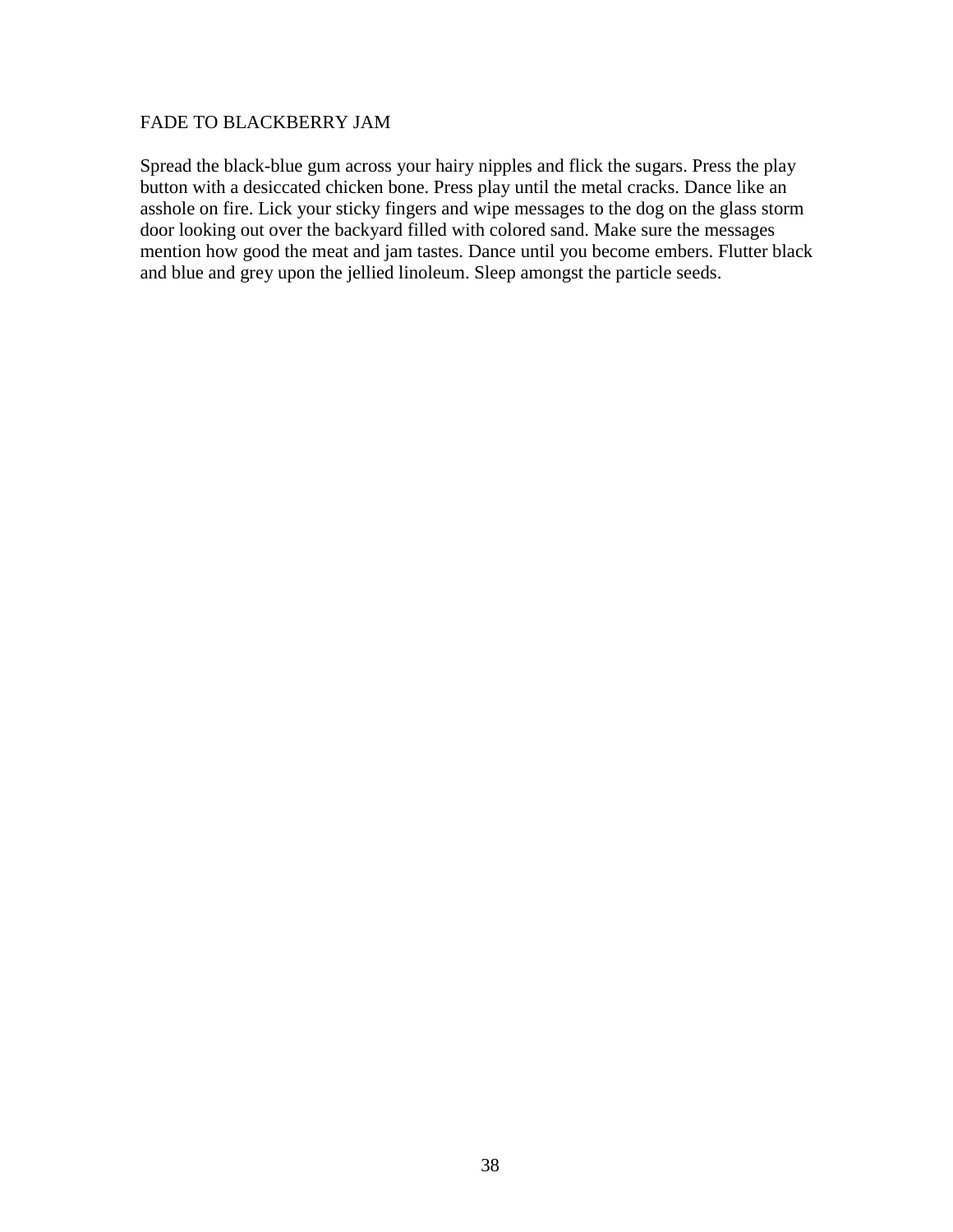# FADE TO BLACKBERRY JAM

Spread the black-blue gum across your hairy nipples and flick the sugars. Press the play button with a desiccated chicken bone. Press play until the metal cracks. Dance like an asshole on fire. Lick your sticky fingers and wipe messages to the dog on the glass storm door looking out over the backyard filled with colored sand. Make sure the messages mention how good the meat and jam tastes. Dance until you become embers. Flutter black and blue and grey upon the jellied linoleum. Sleep amongst the particle seeds.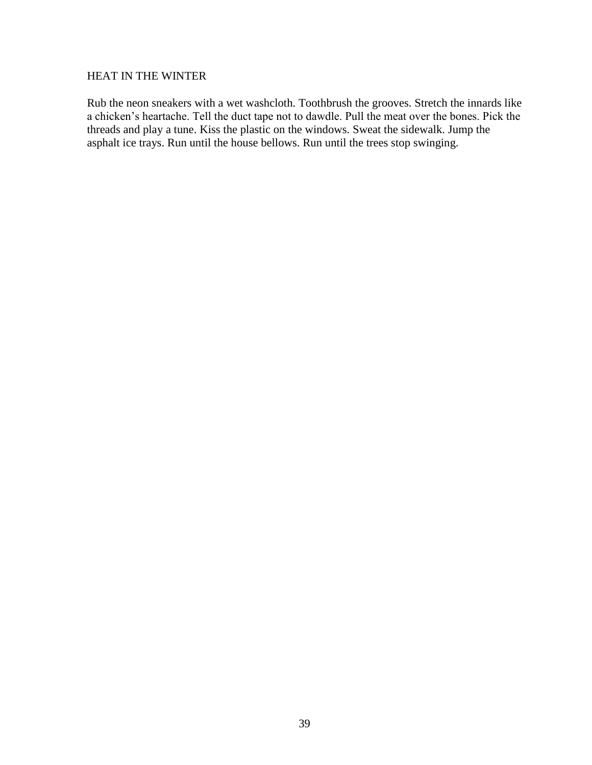## HEAT IN THE WINTER

Rub the neon sneakers with a wet washcloth. Toothbrush the grooves. Stretch the innards like a chicken's heartache. Tell the duct tape not to dawdle. Pull the meat over the bones. Pick the threads and play a tune. Kiss the plastic on the windows. Sweat the sidewalk. Jump the asphalt ice trays. Run until the house bellows. Run until the trees stop swinging.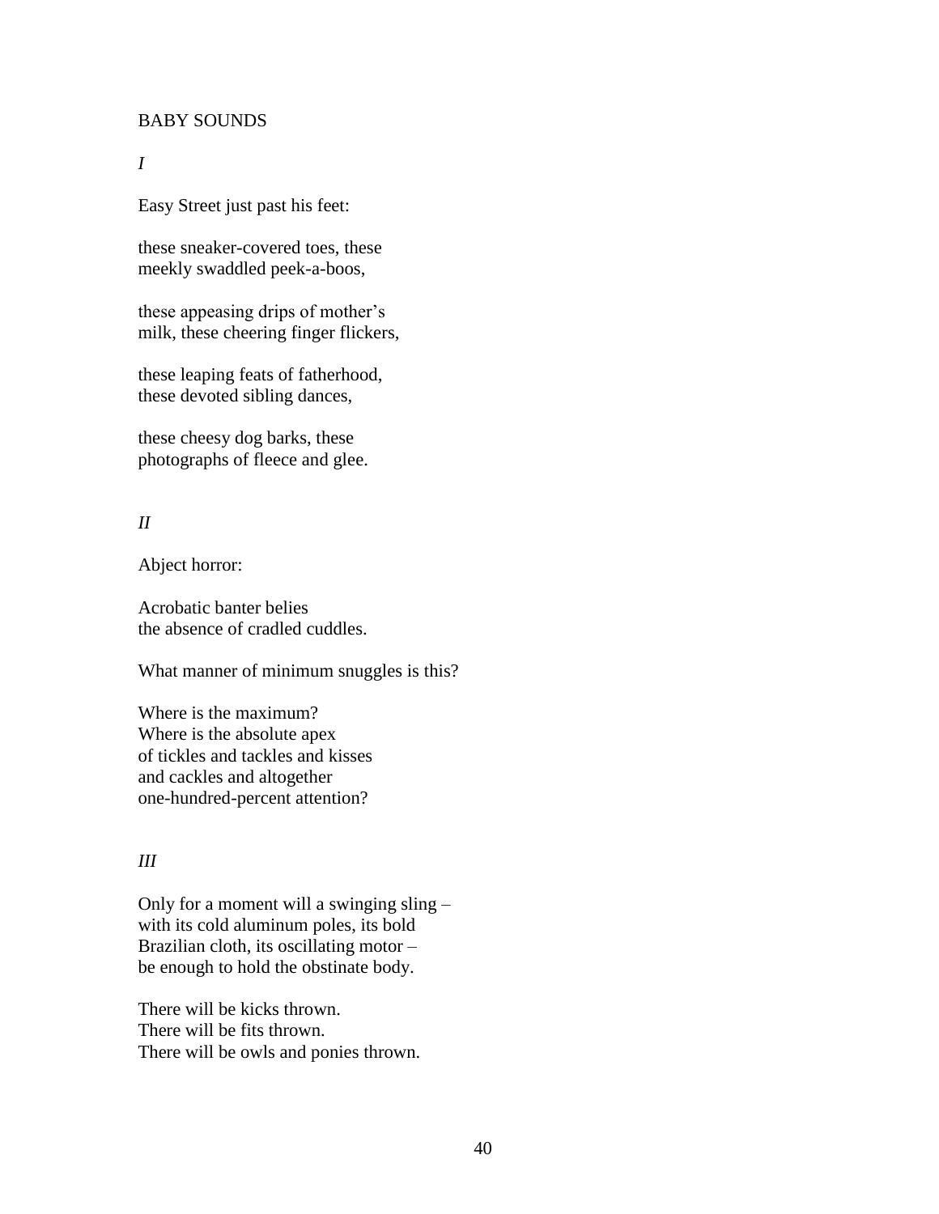# BABY SOUNDS

*I*

Easy Street just past his feet:

these sneaker-covered toes, these  
meekly swaddled peek-a-boos,

these appeasing drips of mother's  
milk, these cheering finger flickers,

these leaping feats of fatherhood,  
these devoted sibling dances,

these cheesy dog barks, these  
photographs of fleece and glee.

*II*

Abject horror:

Acrobatic banter belies  
the absence of cradled cuddles.

What manner of minimum snuggles is this?

Where is the maximum?  
Where is the absolute apex  
of tickles and tackles and kisses  
and cackles and altogether  
one-hundred-percent attention?

*III*

Only for a moment will a swinging sling –  
with its cold aluminum poles, its bold  
Brazilian cloth, its oscillating motor –  
be enough to hold the obstinate body.

There will be kicks thrown.  
There will be fits thrown.  
There will be owls and ponies thrown.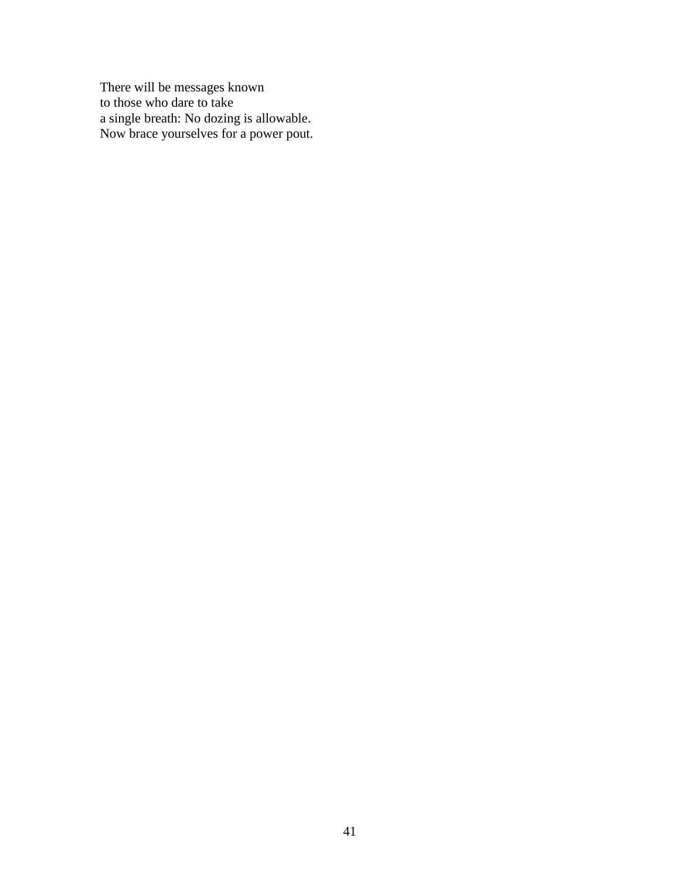There will be messages known  
to those who dare to take  
a single breath: No dozing is allowable.  
Now brace yourselves for a power pout.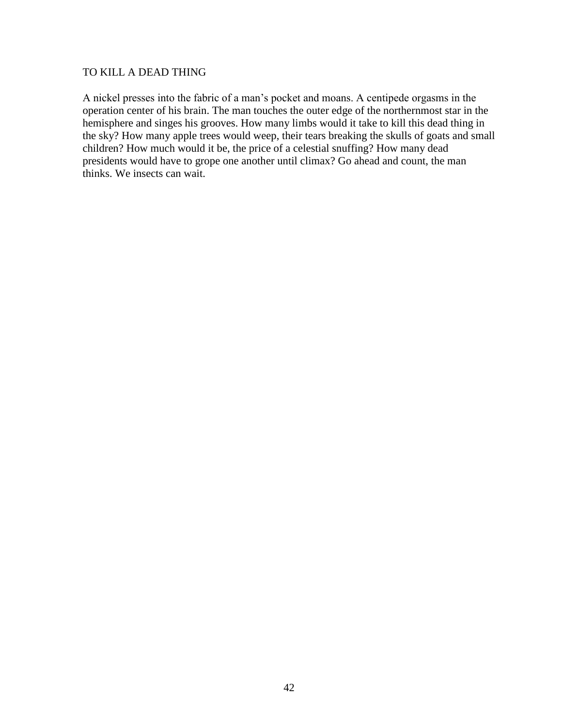## TO KILL A DEAD THING

A nickel presses into the fabric of a man's pocket and moans. A centipede orgasms in the operation center of his brain. The man touches the outer edge of the northernmost star in the hemisphere and singes his grooves. How many limbs would it take to kill this dead thing in the sky? How many apple trees would weep, their tears breaking the skulls of goats and small children? How much would it be, the price of a celestial snuffing? How many dead presidents would have to grope one another until climax? Go ahead and count, the man thinks. We insects can wait.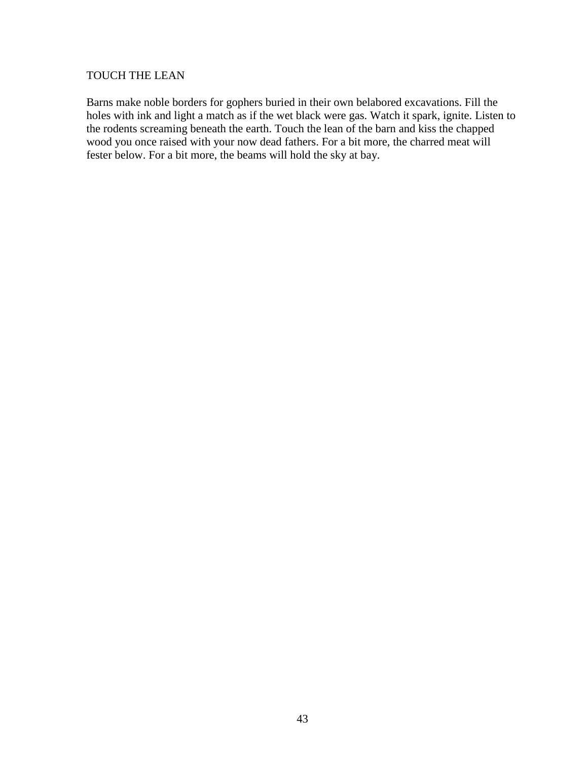## TOUCH THE LEAN

Barns make noble borders for gophers buried in their own belabored excavations. Fill the holes with ink and light a match as if the wet black were gas. Watch it spark, ignite. Listen to the rodents screaming beneath the earth. Touch the lean of the barn and kiss the chapped wood you once raised with your now dead fathers. For a bit more, the charred meat will fester below. For a bit more, the beams will hold the sky at bay.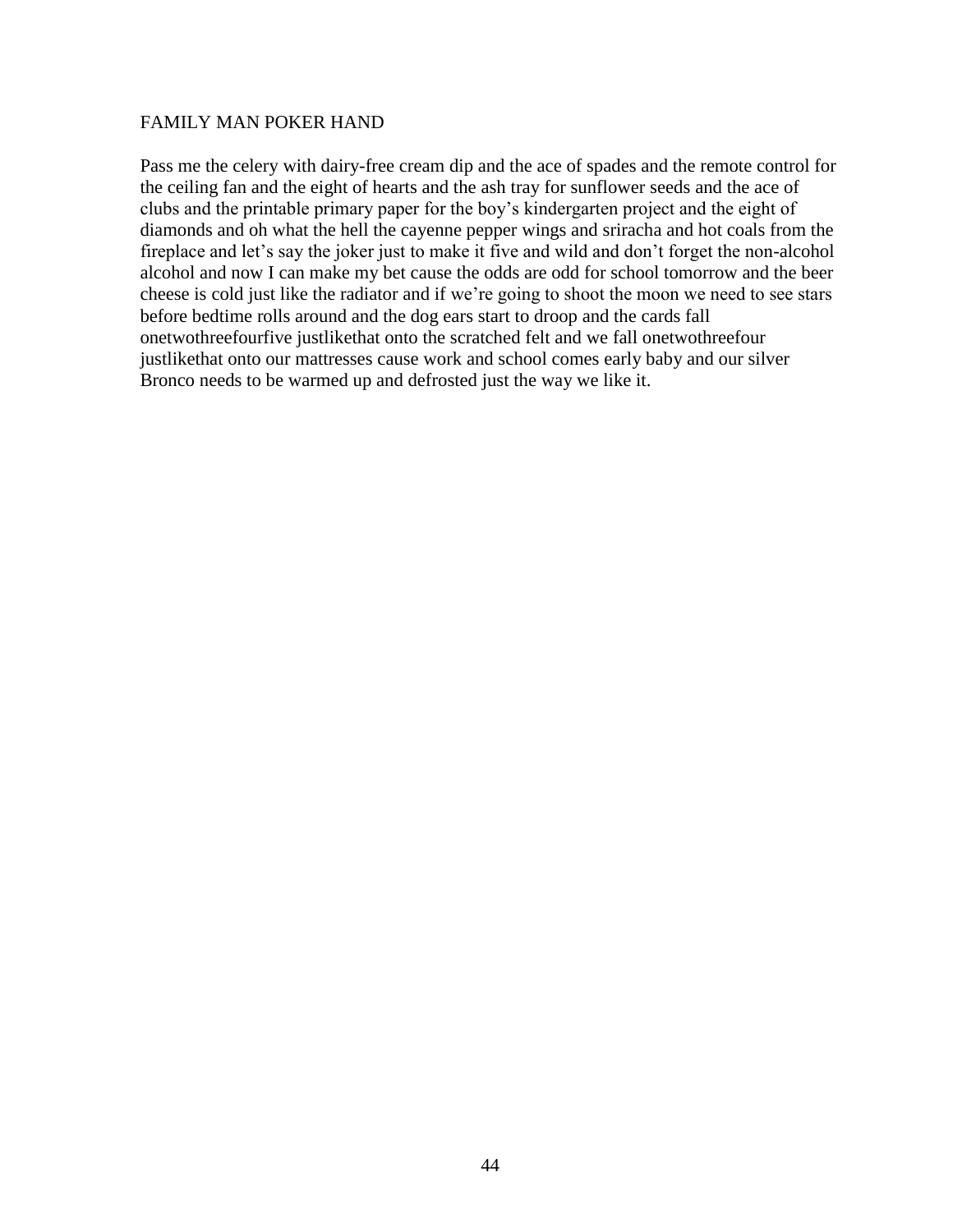# FAMILY MAN POKER HAND

Pass me the celery with dairy-free cream dip and the ace of spades and the remote control for the ceiling fan and the eight of hearts and the ash tray for sunflower seeds and the ace of clubs and the printable primary paper for the boy's kindergarten project and the eight of diamonds and oh what the hell the cayenne pepper wings and sriracha and hot coals from the fireplace and let's say the joker just to make it five and wild and don't forget the non-alcohol alcohol and now I can make my bet cause the odds are odd for school tomorrow and the beer cheese is cold just like the radiator and if we're going to shoot the moon we need to see stars before bedtime rolls around and the dog ears start to droop and the cards fall onetwothreefourfive justlikethat onto the scratched felt and we fall onetwothreefour justlikethat onto our mattresses cause work and school comes early baby and our silver Bronco needs to be warmed up and defrosted just the way we like it.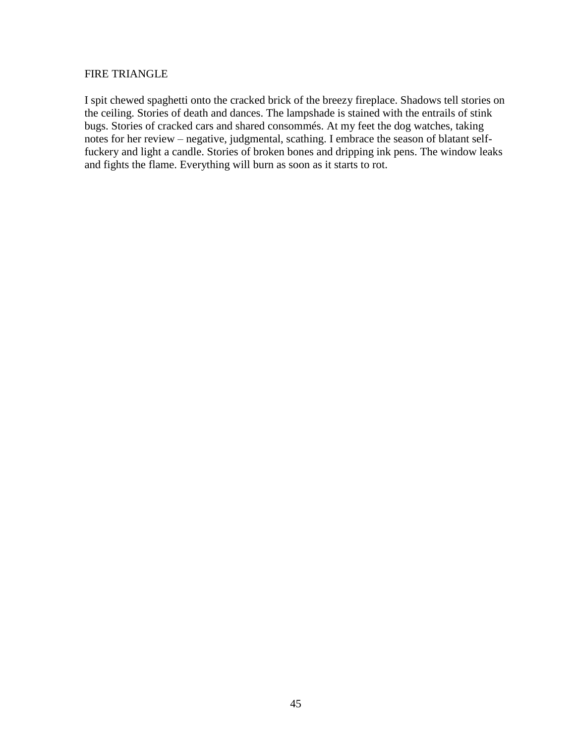## FIRE TRIANGLE

I spit chewed spaghetti onto the cracked brick of the breezy fireplace. Shadows tell stories on the ceiling. Stories of death and dances. The lampshade is stained with the entrails of stink bugs. Stories of cracked cars and shared consommés. At my feet the dog watches, taking notes for her review – negative, judgmental, scathing. I embrace the season of blatant self-fuckery and light a candle. Stories of broken bones and dripping ink pens. The window leaks and fights the flame. Everything will burn as soon as it starts to rot.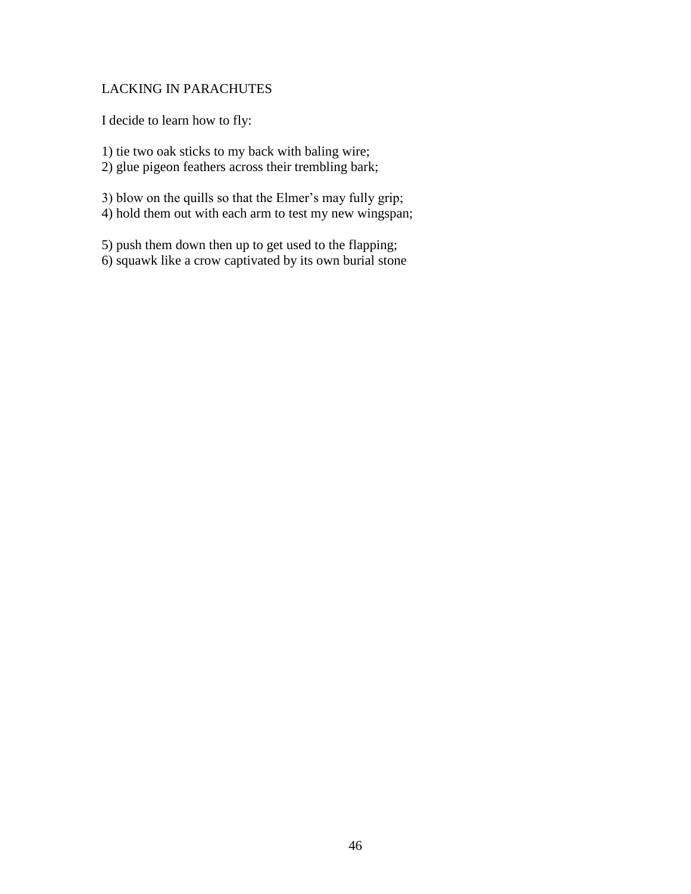## LACKING IN PARACHUTES

I decide to learn how to fly:

1) tie two oak sticks to my back with baling wire;  
2) glue pigeon feathers across their trembling bark;

3) blow on the quills so that the Elmer's may fully grip;  
4) hold them out with each arm to test my new wingspan;

5) push them down then up to get used to the flapping;  
6) squawk like a crow captivated by its own burial stone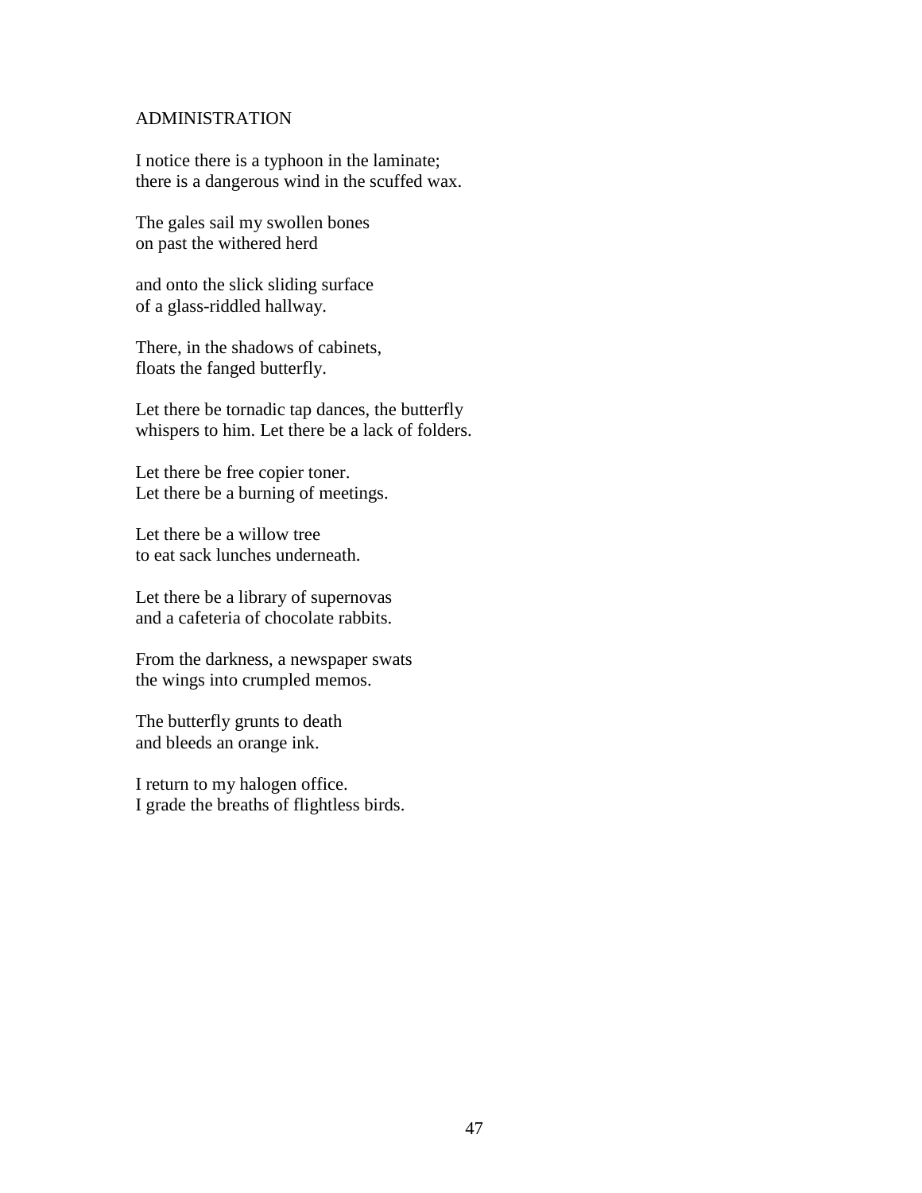## ADMINISTRATION

I notice there is a typhoon in the laminate;  
there is a dangerous wind in the scuffed wax.

The gales sail my swollen bones  
on past the withered herd

and onto the slick sliding surface  
of a glass-riddled hallway.

There, in the shadows of cabinets,  
floats the fanged butterfly.

Let there be tornadic tap dances, the butterfly  
whispers to him. Let there be a lack of folders.

Let there be free copier toner.  
Let there be a burning of meetings.

Let there be a willow tree  
to eat sack lunches underneath.

Let there be a library of supernovas  
and a cafeteria of chocolate rabbits.

From the darkness, a newspaper swats  
the wings into crumpled memos.

The butterfly grunts to death  
and bleeds an orange ink.

I return to my halogen office.  
I grade the breaths of flightless birds.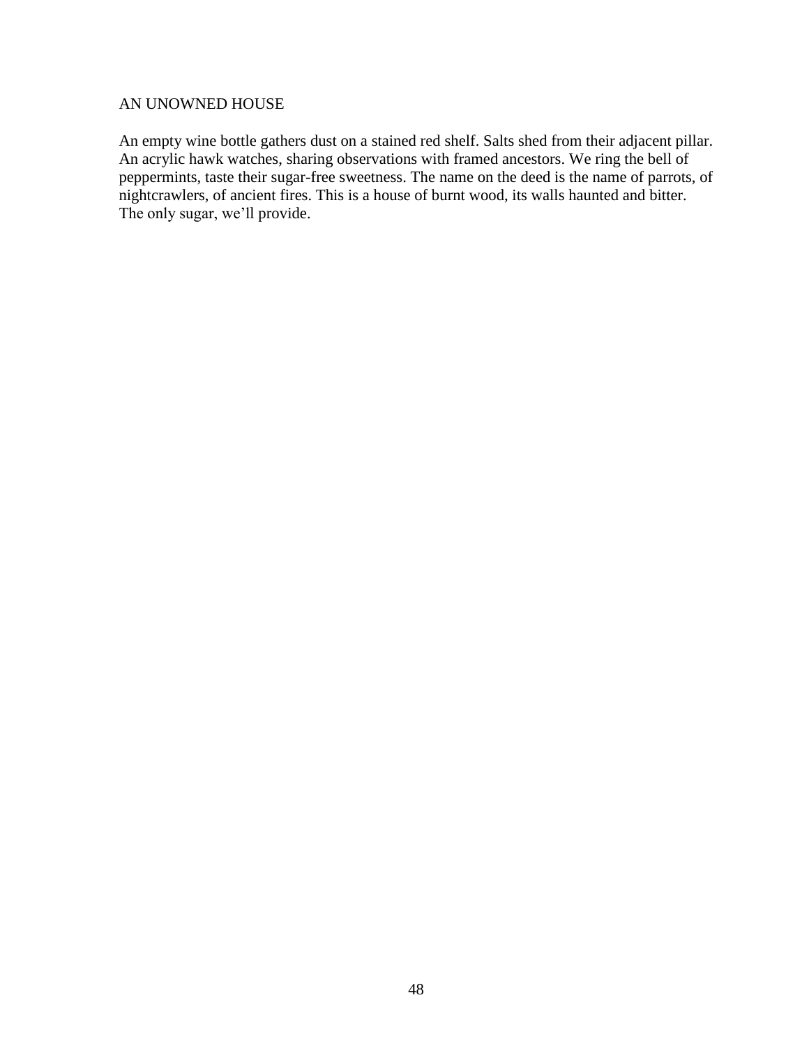# AN UNOWNED HOUSE

An empty wine bottle gathers dust on a stained red shelf. Salts shed from their adjacent pillar. An acrylic hawk watches, sharing observations with framed ancestors. We ring the bell of peppermints, taste their sugar-free sweetness. The name on the deed is the name of parrots, of nightcrawlers, of ancient fires. This is a house of burnt wood, its walls haunted and bitter. The only sugar, we'll provide.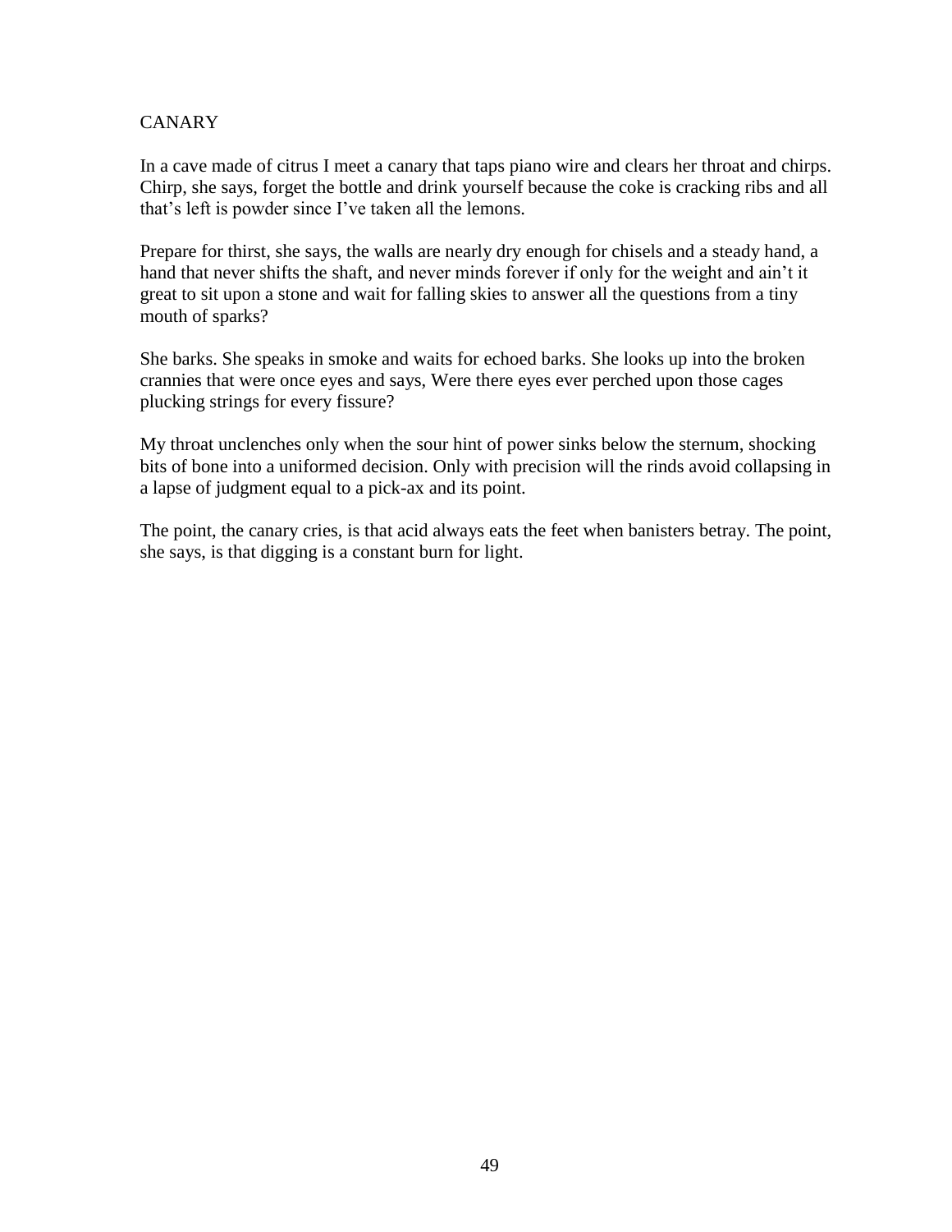## CANARY

In a cave made of citrus I meet a canary that taps piano wire and clears her throat and chirps. Chirp, she says, forget the bottle and drink yourself because the coke is cracking ribs and all that's left is powder since I've taken all the lemons.

Prepare for thirst, she says, the walls are nearly dry enough for chisels and a steady hand, a hand that never shifts the shaft, and never minds forever if only for the weight and ain't it great to sit upon a stone and wait for falling skies to answer all the questions from a tiny mouth of sparks?

She barks. She speaks in smoke and waits for echoed barks. She looks up into the broken crannies that were once eyes and says, Were there eyes ever perched upon those cages plucking strings for every fissure?

My throat unclenches only when the sour hint of power sinks below the sternum, shocking bits of bone into a uniformed decision. Only with precision will the rinds avoid collapsing in a lapse of judgment equal to a pick-ax and its point.

The point, the canary cries, is that acid always eats the feet when banisters betray. The point, she says, is that digging is a constant burn for light.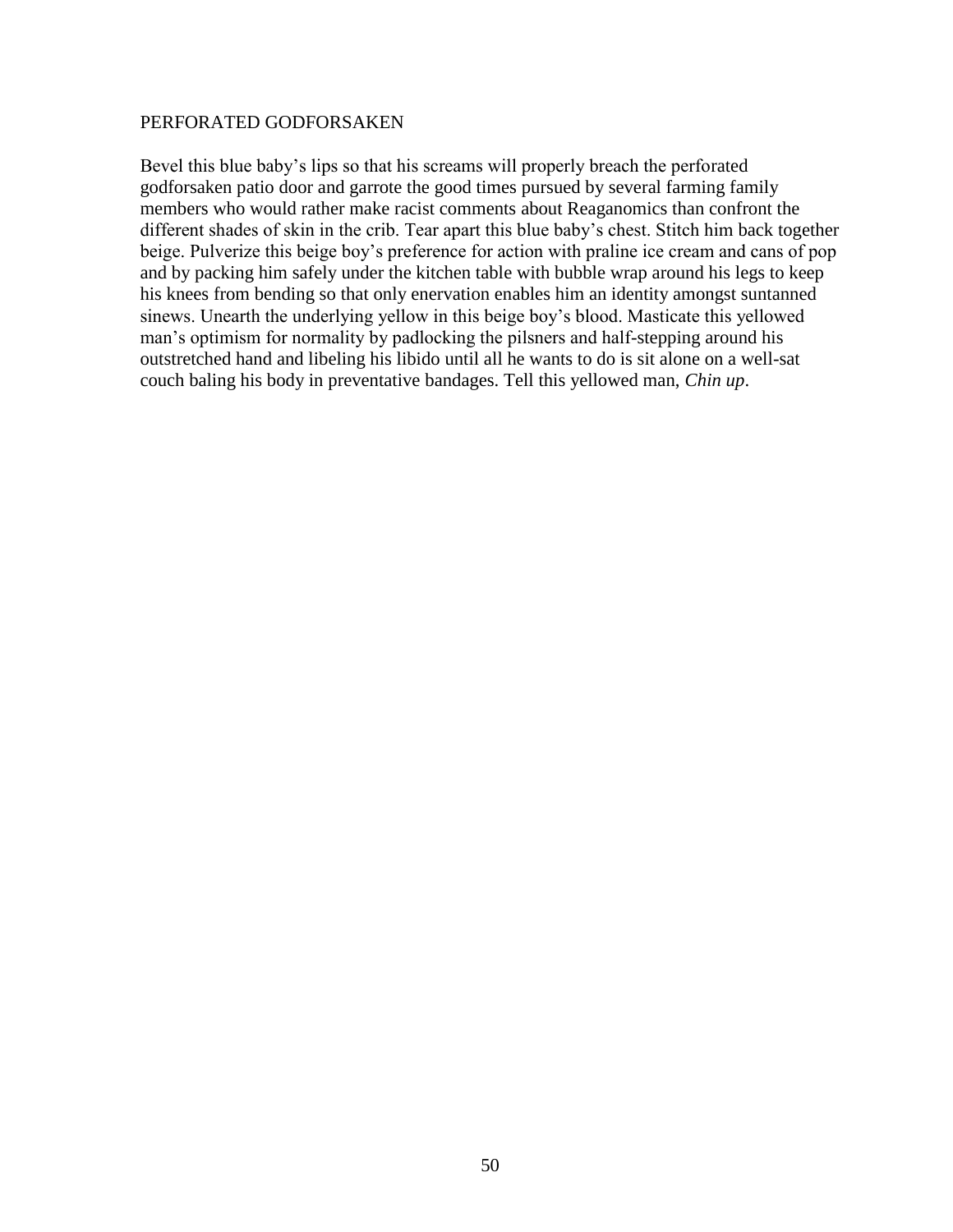## PERFORATED GODFORSAKEN

Bevel this blue baby's lips so that his screams will properly breach the perforated godforsaken patio door and garrote the good times pursued by several farming family members who would rather make racist comments about Reaganomics than confront the different shades of skin in the crib. Tear apart this blue baby's chest. Stitch him back together beige. Pulverize this beige boy's preference for action with praline ice cream and cans of pop and by packing him safely under the kitchen table with bubble wrap around his legs to keep his knees from bending so that only enervation enables him an identity amongst suntanned sinews. Unearth the underlying yellow in this beige boy's blood. Masticate this yellowed man's optimism for normality by padlocking the pilsners and half-stepping around his outstretched hand and libeling his libido until all he wants to do is sit alone on a well-sat couch baling his body in preventative bandages. Tell this yellowed man, *Chin up*.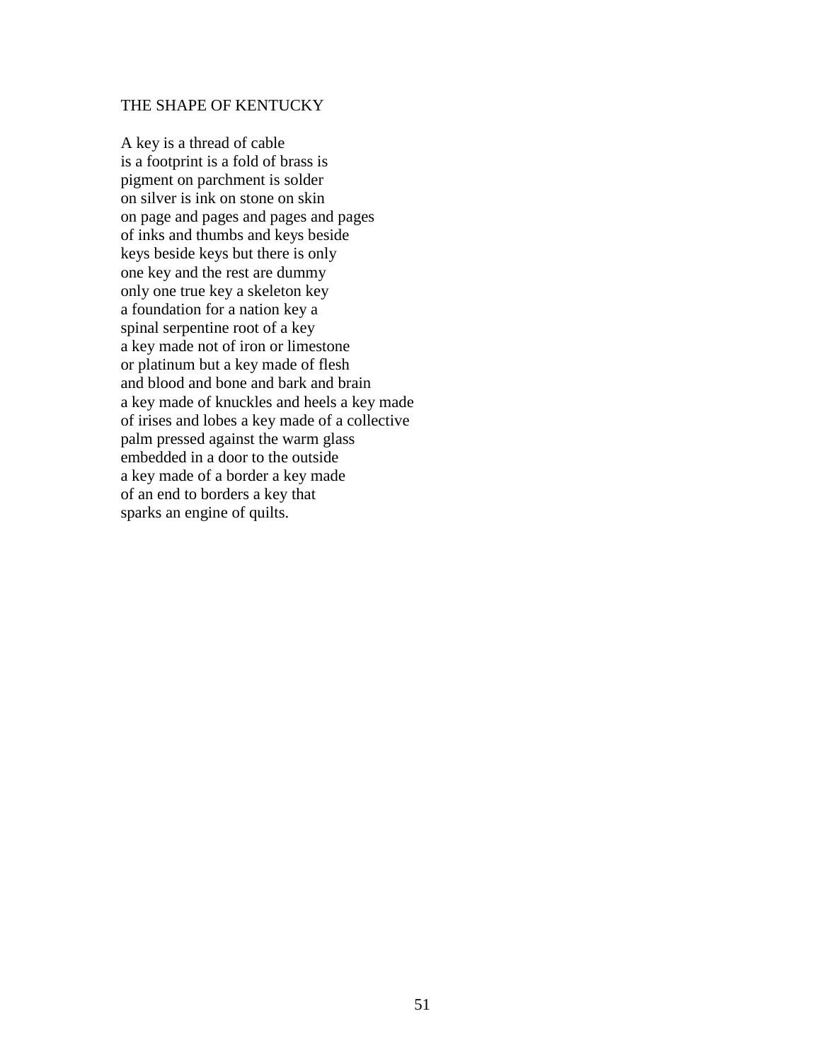# THE SHAPE OF KENTUCKY

A key is a thread of cable  
is a footprint is a fold of brass is  
pigment on parchment is solder  
on silver is ink on stone on skin  
on page and pages and pages and pages  
of inks and thumbs and keys beside  
keys beside keys but there is only  
one key and the rest are dummy  
only one true key a skeleton key  
a foundation for a nation key a  
spinal serpentine root of a key  
a key made not of iron or limestone  
or platinum but a key made of flesh  
and blood and bone and bark and brain  
a key made of knuckles and heels a key made  
of irises and lobes a key made of a collective  
palm pressed against the warm glass  
embedded in a door to the outside  
a key made of a border a key made  
of an end to borders a key that  
sparks an engine of quilts.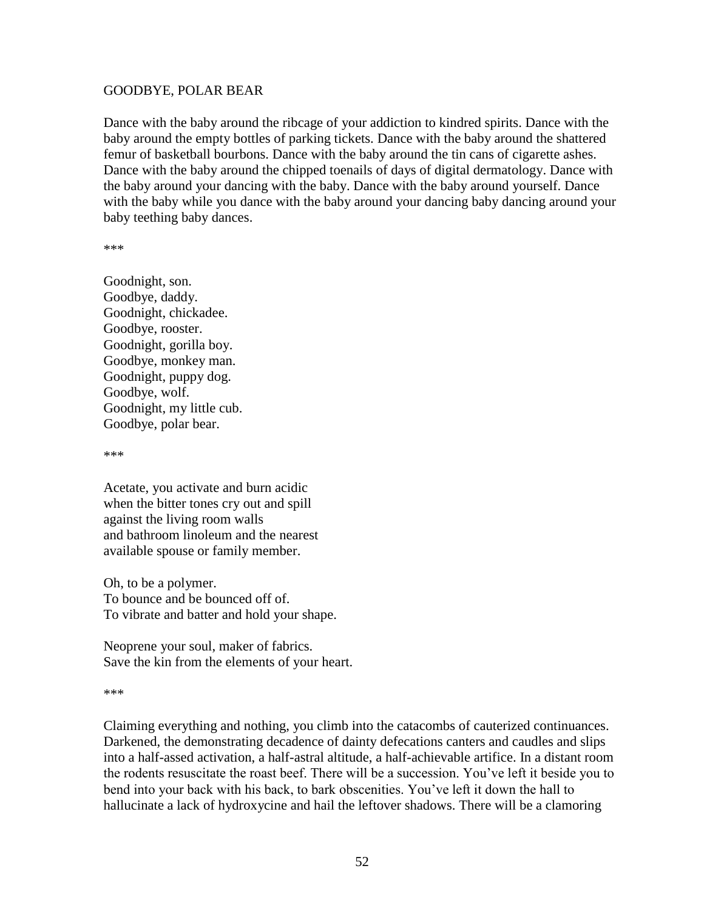## GOODBYE, POLAR BEAR

Dance with the baby around the ribcage of your addiction to kindred spirits. Dance with the baby around the empty bottles of parking tickets. Dance with the baby around the shattered femur of basketball bourbons. Dance with the baby around the tin cans of cigarette ashes. Dance with the baby around the chipped toenails of days of digital dermatology. Dance with the baby around your dancing with the baby. Dance with the baby around yourself. Dance with the baby while you dance with the baby around your dancing baby dancing around your baby teething baby dances.

***

Goodnight, son.  
Goodbye, daddy.  
Goodnight, chickadee.  
Goodbye, rooster.  
Goodnight, gorilla boy.  
Goodbye, monkey man.  
Goodnight, puppy dog.  
Goodbye, wolf.  
Goodnight, my little cub.  
Goodbye, polar bear.

***

Acetate, you activate and burn acidic  
when the bitter tones cry out and spill  
against the living room walls  
and bathroom linoleum and the nearest  
available spouse or family member.

Oh, to be a polymer.  
To bounce and be bounced off of.  
To vibrate and batter and hold your shape.

Neoprene your soul, maker of fabrics.  
Save the kin from the elements of your heart.

***

Claiming everything and nothing, you climb into the catacombs of cauterized continuances. Darkened, the demonstrating decadence of dainty defecations canters and caudles and slips into a half-assed activation, a half-astral altitude, a half-achievable artifice. In a distant room the rodents resuscitate the roast beef. There will be a succession. You've left it beside you to bend into your back with his back, to bark obscenities. You've left it down the hall to hallucinate a lack of hydroxycine and hail the leftover shadows. There will be a clamoring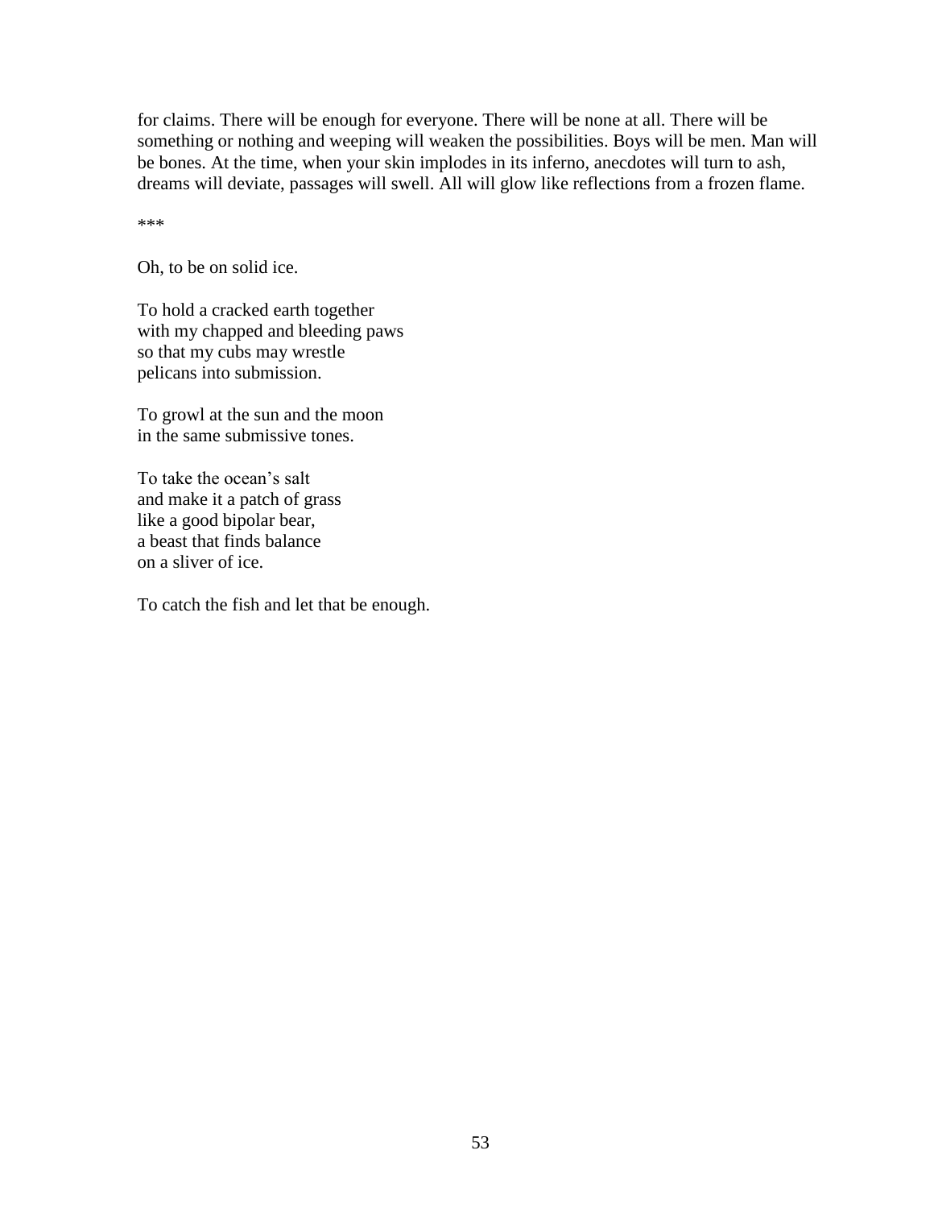for claims. There will be enough for everyone. There will be none at all. There will be something or nothing and weeping will weaken the possibilities. Boys will be men. Man will be bones. At the time, when your skin implodes in its inferno, anecdotes will turn to ash, dreams will deviate, passages will swell. All will glow like reflections from a frozen flame.

***

Oh, to be on solid ice.

To hold a cracked earth together  
with my chapped and bleeding paws  
so that my cubs may wrestle  
pelicans into submission.

To growl at the sun and the moon  
in the same submissive tones.

To take the ocean's salt  
and make it a patch of grass  
like a good bipolar bear,  
a beast that finds balance  
on a sliver of ice.

To catch the fish and let that be enough.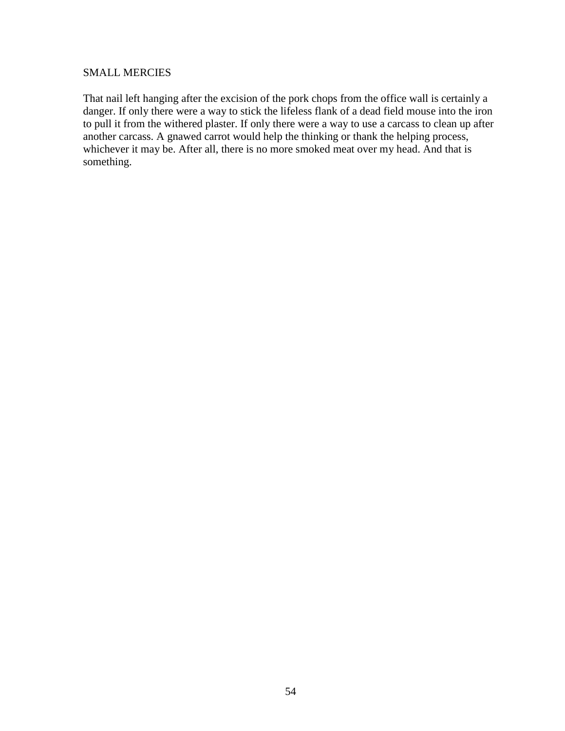## SMALL MERCIES

That nail left hanging after the excision of the pork chops from the office wall is certainly a danger. If only there were a way to stick the lifeless flank of a dead field mouse into the iron to pull it from the withered plaster. If only there were a way to use a carcass to clean up after another carcass. A gnawed carrot would help the thinking or thank the helping process, whichever it may be. After all, there is no more smoked meat over my head. And that is something.